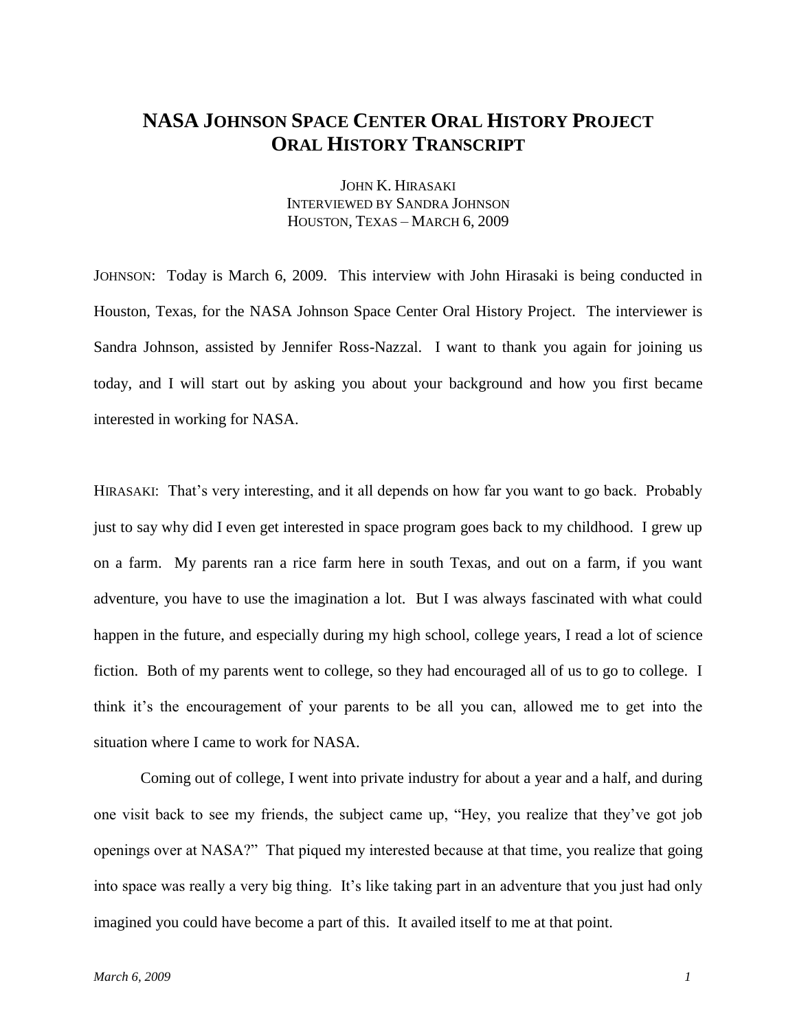# NASA Johnson Space Center Oral History Project
# Oral History Transcript

John K. Hirasaki
Interviewed by Sandra Johnson
Houston, Texas – March 6, 2009

JOHNSON: Today is March 6, 2009. This interview with John Hirasaki is being conducted in Houston, Texas, for the NASA Johnson Space Center Oral History Project. The interviewer is Sandra Johnson, assisted by Jennifer Ross-Nazzal. I want to thank you again for joining us today, and I will start out by asking you about your background and how you first became interested in working for NASA.

HIRASAKI: That's very interesting, and it all depends on how far you want to go back. Probably just to say why did I even get interested in space program goes back to my childhood. I grew up on a farm. My parents ran a rice farm here in south Texas, and out on a farm, if you want adventure, you have to use the imagination a lot. But I was always fascinated with what could happen in the future, and especially during my high school, college years, I read a lot of science fiction. Both of my parents went to college, so they had encouraged all of us to go to college. I think it's the encouragement of your parents to be all you can, allowed me to get into the situation where I came to work for NASA.

Coming out of college, I went into private industry for about a year and a half, and during one visit back to see my friends, the subject came up, "Hey, you realize that they've got job openings over at NASA?" That piqued my interested because at that time, you realize that going into space was really a very big thing. It's like taking part in an adventure that you just had only imagined you could have become a part of this. It availed itself to me at that point.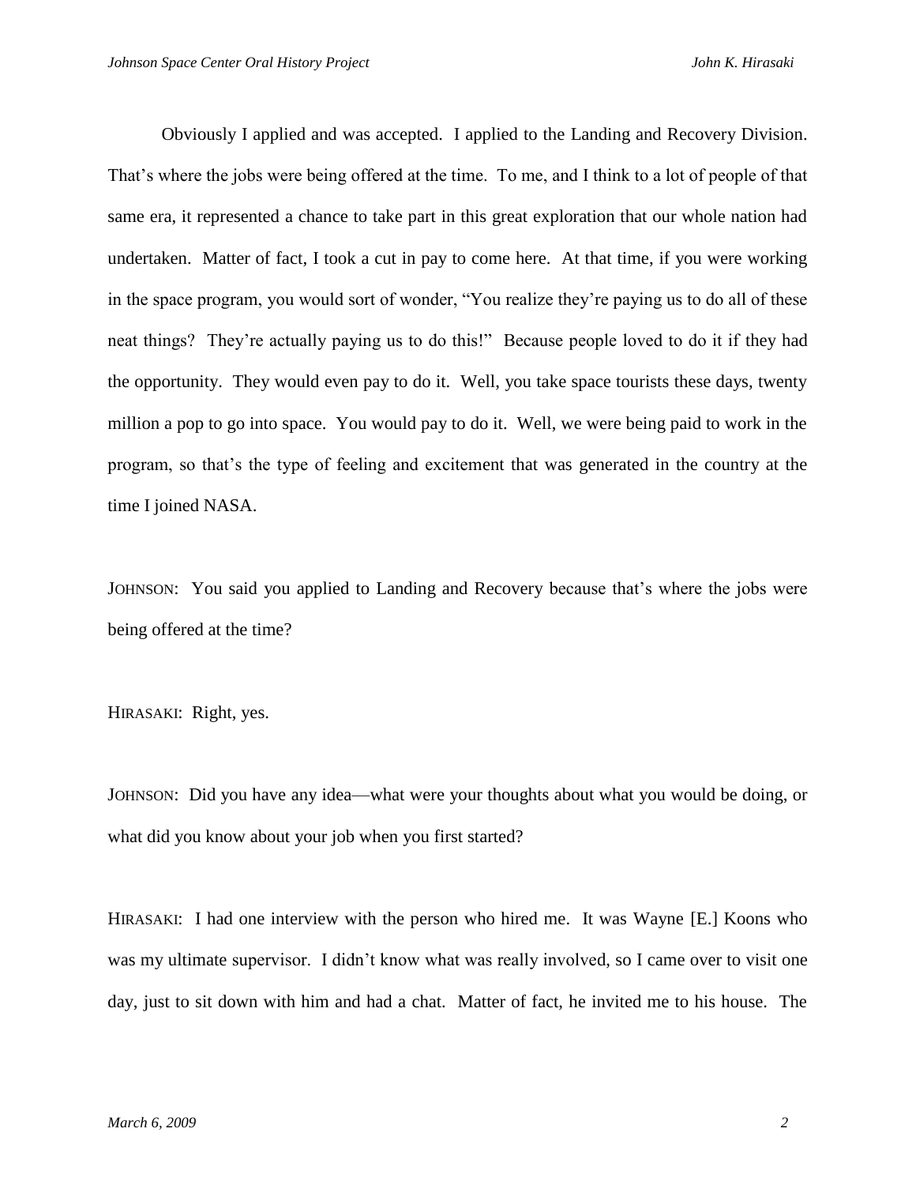Obviously I applied and was accepted. I applied to the Landing and Recovery Division. That's where the jobs were being offered at the time. To me, and I think to a lot of people of that same era, it represented a chance to take part in this great exploration that our whole nation had undertaken. Matter of fact, I took a cut in pay to come here. At that time, if you were working in the space program, you would sort of wonder, "You realize they're paying us to do all of these neat things? They're actually paying us to do this!" Because people loved to do it if they had the opportunity. They would even pay to do it. Well, you take space tourists these days, twenty million a pop to go into space. You would pay to do it. Well, we were being paid to work in the program, so that's the type of feeling and excitement that was generated in the country at the time I joined NASA.

JOHNSON: You said you applied to Landing and Recovery because that's where the jobs were being offered at the time?

HIRASAKI: Right, yes.

JOHNSON: Did you have any idea—what were your thoughts about what you would be doing, or what did you know about your job when you first started?

HIRASAKI: I had one interview with the person who hired me. It was Wayne [E.] Koons who was my ultimate supervisor. I didn't know what was really involved, so I came over to visit one day, just to sit down with him and had a chat. Matter of fact, he invited me to his house. The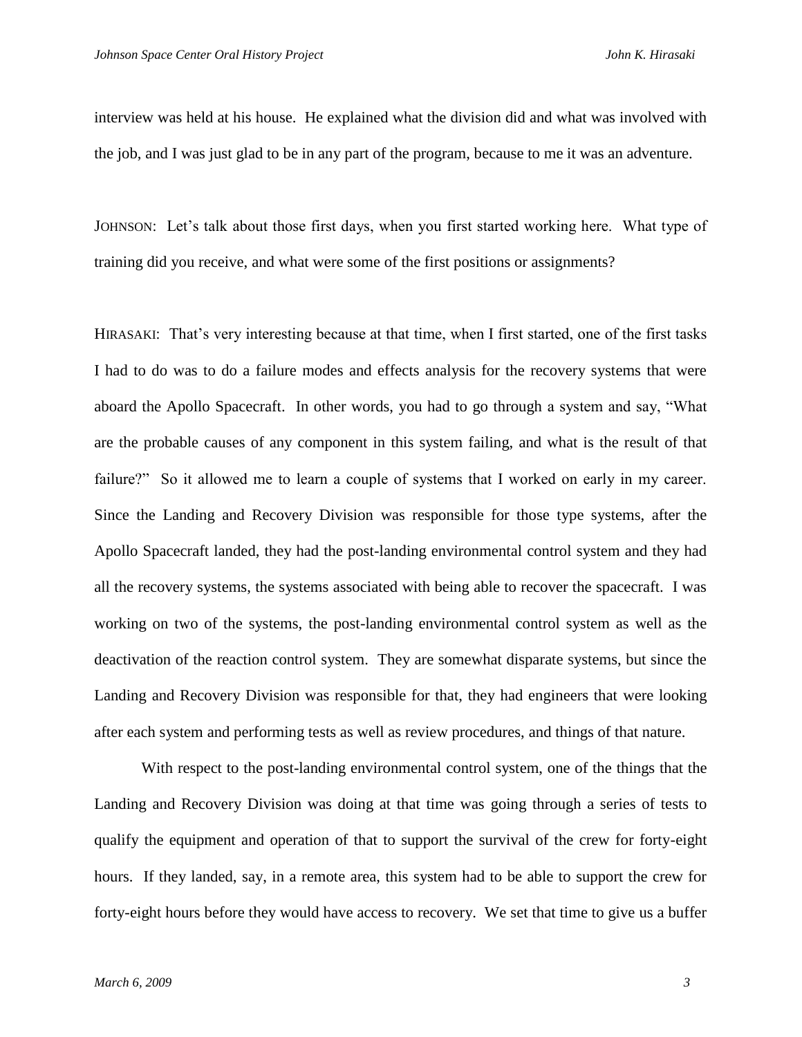interview was held at his house. He explained what the division did and what was involved with the job, and I was just glad to be in any part of the program, because to me it was an adventure.

JOHNSON: Let's talk about those first days, when you first started working here. What type of training did you receive, and what were some of the first positions or assignments?

HIRASAKI: That's very interesting because at that time, when I first started, one of the first tasks I had to do was to do a failure modes and effects analysis for the recovery systems that were aboard the Apollo Spacecraft. In other words, you had to go through a system and say, "What are the probable causes of any component in this system failing, and what is the result of that failure?" So it allowed me to learn a couple of systems that I worked on early in my career. Since the Landing and Recovery Division was responsible for those type systems, after the Apollo Spacecraft landed, they had the post-landing environmental control system and they had all the recovery systems, the systems associated with being able to recover the spacecraft. I was working on two of the systems, the post-landing environmental control system as well as the deactivation of the reaction control system. They are somewhat disparate systems, but since the Landing and Recovery Division was responsible for that, they had engineers that were looking after each system and performing tests as well as review procedures, and things of that nature.

With respect to the post-landing environmental control system, one of the things that the Landing and Recovery Division was doing at that time was going through a series of tests to qualify the equipment and operation of that to support the survival of the crew for forty-eight hours. If they landed, say, in a remote area, this system had to be able to support the crew for forty-eight hours before they would have access to recovery. We set that time to give us a buffer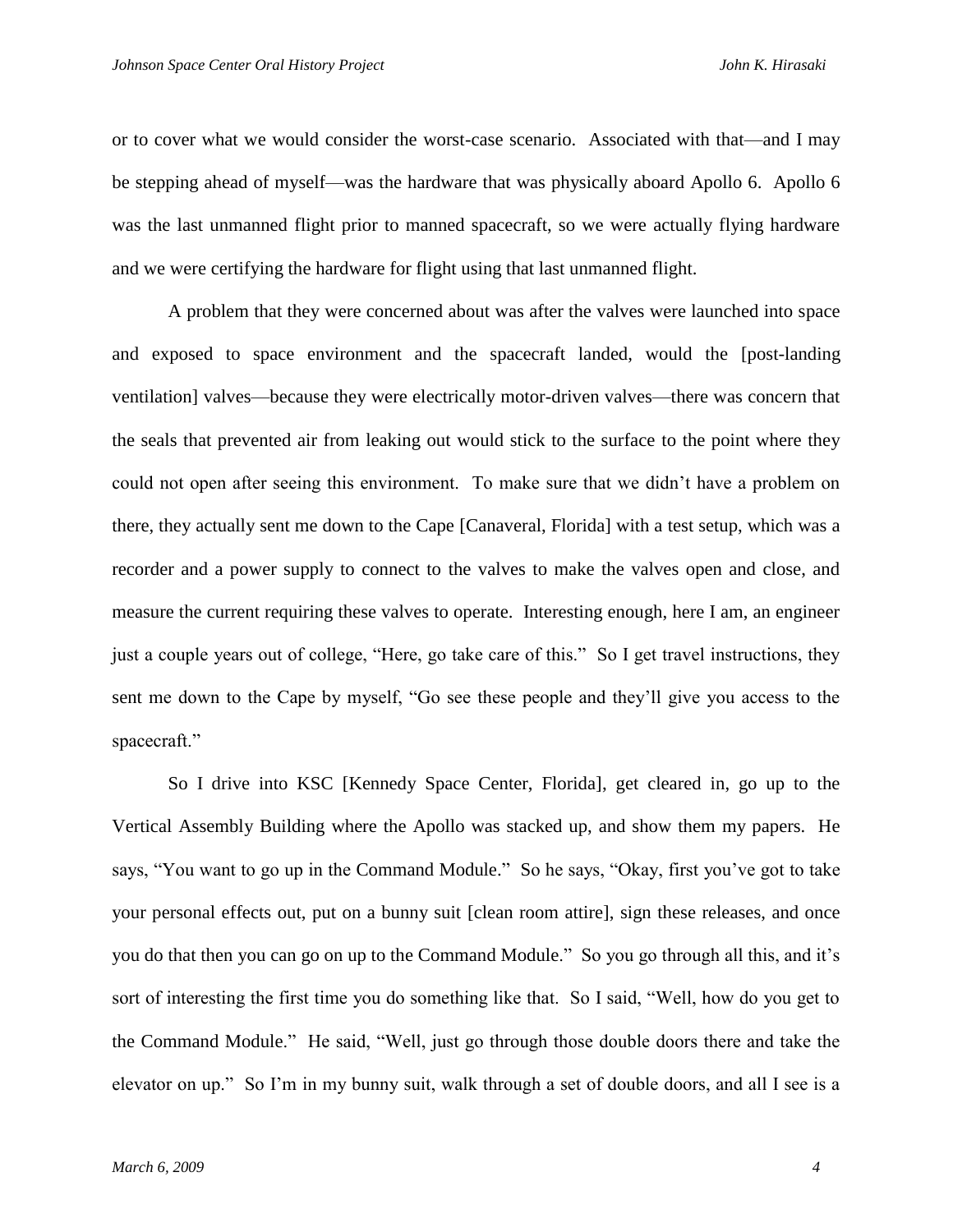or to cover what we would consider the worst-case scenario. Associated with that—and I may be stepping ahead of myself—was the hardware that was physically aboard Apollo 6. Apollo 6 was the last unmanned flight prior to manned spacecraft, so we were actually flying hardware and we were certifying the hardware for flight using that last unmanned flight.

A problem that they were concerned about was after the valves were launched into space and exposed to space environment and the spacecraft landed, would the [post-landing ventilation] valves—because they were electrically motor-driven valves—there was concern that the seals that prevented air from leaking out would stick to the surface to the point where they could not open after seeing this environment. To make sure that we didn't have a problem on there, they actually sent me down to the Cape [Canaveral, Florida] with a test setup, which was a recorder and a power supply to connect to the valves to make the valves open and close, and measure the current requiring these valves to operate. Interesting enough, here I am, an engineer just a couple years out of college, "Here, go take care of this." So I get travel instructions, they sent me down to the Cape by myself, "Go see these people and they'll give you access to the spacecraft."

So I drive into KSC [Kennedy Space Center, Florida], get cleared in, go up to the Vertical Assembly Building where the Apollo was stacked up, and show them my papers. He says, "You want to go up in the Command Module." So he says, "Okay, first you've got to take your personal effects out, put on a bunny suit [clean room attire], sign these releases, and once you do that then you can go on up to the Command Module." So you go through all this, and it's sort of interesting the first time you do something like that. So I said, "Well, how do you get to the Command Module." He said, "Well, just go through those double doors there and take the elevator on up." So I'm in my bunny suit, walk through a set of double doors, and all I see is a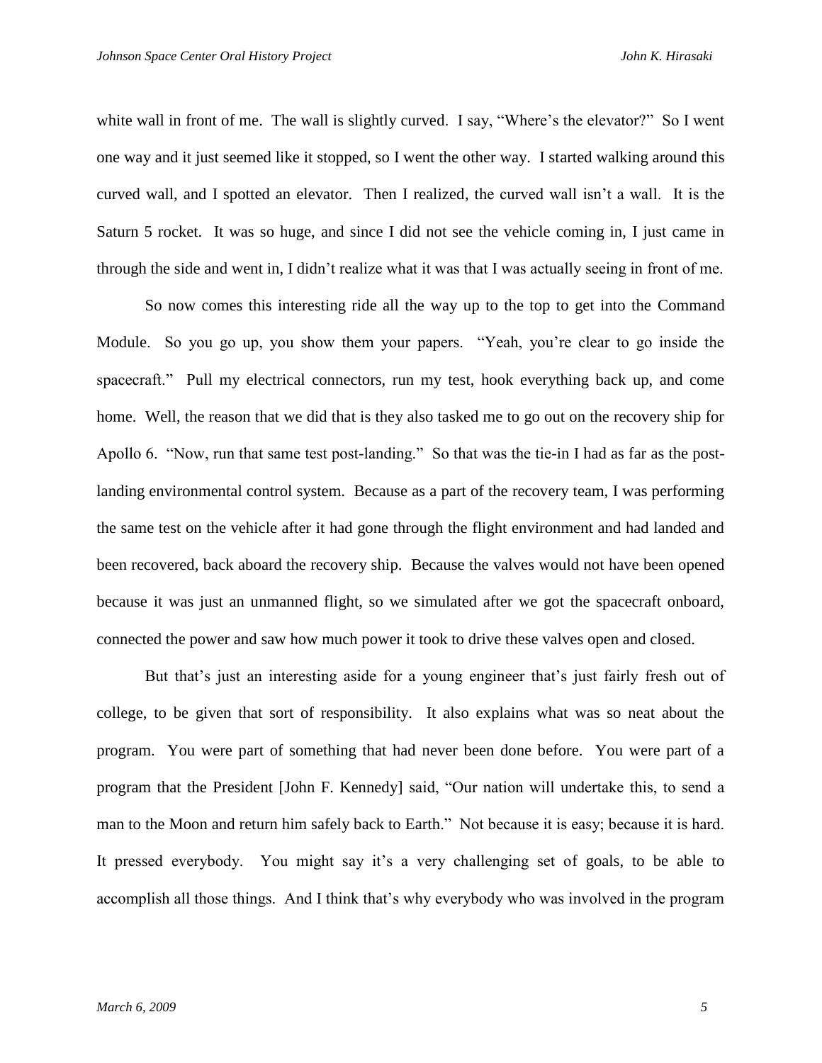white wall in front of me. The wall is slightly curved. I say, "Where's the elevator?" So I went one way and it just seemed like it stopped, so I went the other way. I started walking around this curved wall, and I spotted an elevator. Then I realized, the curved wall isn't a wall. It is the Saturn 5 rocket. It was so huge, and since I did not see the vehicle coming in, I just came in through the side and went in, I didn't realize what it was that I was actually seeing in front of me.

So now comes this interesting ride all the way up to the top to get into the Command Module. So you go up, you show them your papers. "Yeah, you're clear to go inside the spacecraft." Pull my electrical connectors, run my test, hook everything back up, and come home. Well, the reason that we did that is they also tasked me to go out on the recovery ship for Apollo 6. "Now, run that same test post-landing." So that was the tie-in I had as far as the post-landing environmental control system. Because as a part of the recovery team, I was performing the same test on the vehicle after it had gone through the flight environment and had landed and been recovered, back aboard the recovery ship. Because the valves would not have been opened because it was just an unmanned flight, so we simulated after we got the spacecraft onboard, connected the power and saw how much power it took to drive these valves open and closed.

But that's just an interesting aside for a young engineer that's just fairly fresh out of college, to be given that sort of responsibility. It also explains what was so neat about the program. You were part of something that had never been done before. You were part of a program that the President [John F. Kennedy] said, "Our nation will undertake this, to send a man to the Moon and return him safely back to Earth." Not because it is easy; because it is hard. It pressed everybody. You might say it's a very challenging set of goals, to be able to accomplish all those things. And I think that's why everybody who was involved in the program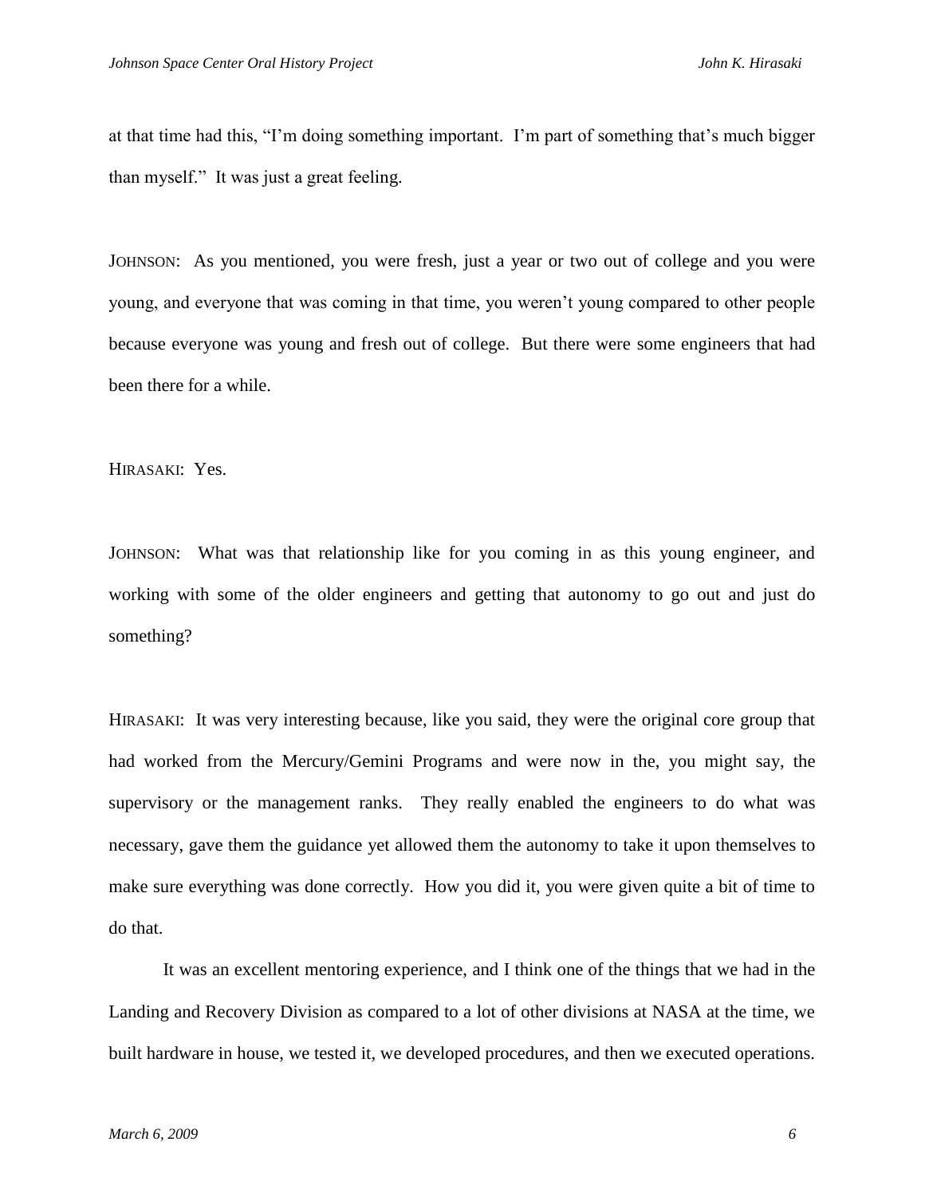at that time had this, "I'm doing something important. I'm part of something that's much bigger than myself." It was just a great feeling.

JOHNSON: As you mentioned, you were fresh, just a year or two out of college and you were young, and everyone that was coming in that time, you weren't young compared to other people because everyone was young and fresh out of college. But there were some engineers that had been there for a while.

HIRASAKI: Yes.

JOHNSON: What was that relationship like for you coming in as this young engineer, and working with some of the older engineers and getting that autonomy to go out and just do something?

HIRASAKI: It was very interesting because, like you said, they were the original core group that had worked from the Mercury/Gemini Programs and were now in the, you might say, the supervisory or the management ranks. They really enabled the engineers to do what was necessary, gave them the guidance yet allowed them the autonomy to take it upon themselves to make sure everything was done correctly. How you did it, you were given quite a bit of time to do that.

It was an excellent mentoring experience, and I think one of the things that we had in the Landing and Recovery Division as compared to a lot of other divisions at NASA at the time, we built hardware in house, we tested it, we developed procedures, and then we executed operations.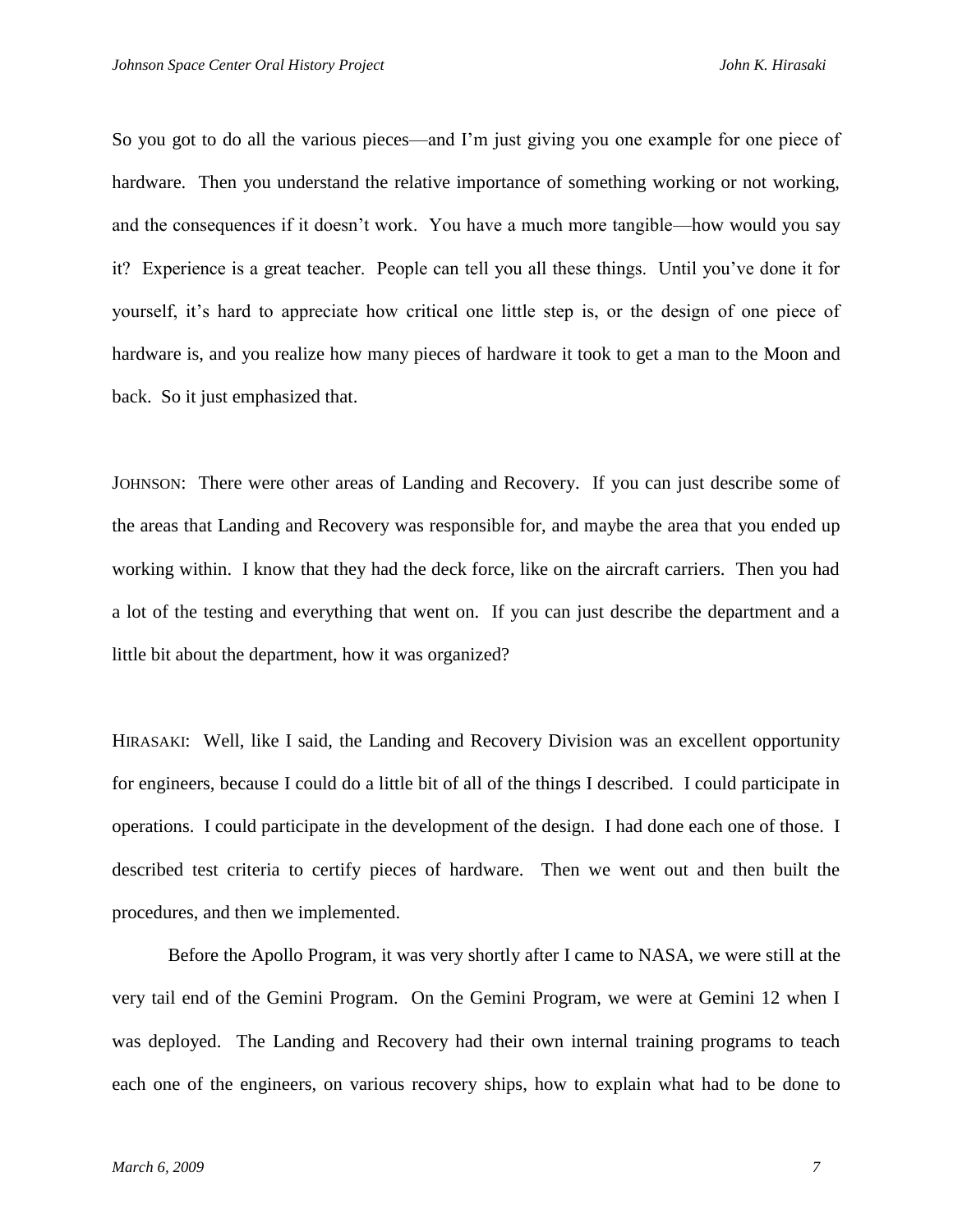So you got to do all the various pieces—and I'm just giving you one example for one piece of hardware. Then you understand the relative importance of something working or not working, and the consequences if it doesn't work. You have a much more tangible—how would you say it? Experience is a great teacher. People can tell you all these things. Until you've done it for yourself, it's hard to appreciate how critical one little step is, or the design of one piece of hardware is, and you realize how many pieces of hardware it took to get a man to the Moon and back. So it just emphasized that.

JOHNSON: There were other areas of Landing and Recovery. If you can just describe some of the areas that Landing and Recovery was responsible for, and maybe the area that you ended up working within. I know that they had the deck force, like on the aircraft carriers. Then you had a lot of the testing and everything that went on. If you can just describe the department and a little bit about the department, how it was organized?

HIRASAKI: Well, like I said, the Landing and Recovery Division was an excellent opportunity for engineers, because I could do a little bit of all of the things I described. I could participate in operations. I could participate in the development of the design. I had done each one of those. I described test criteria to certify pieces of hardware. Then we went out and then built the procedures, and then we implemented.

Before the Apollo Program, it was very shortly after I came to NASA, we were still at the very tail end of the Gemini Program. On the Gemini Program, we were at Gemini 12 when I was deployed. The Landing and Recovery had their own internal training programs to teach each one of the engineers, on various recovery ships, how to explain what had to be done to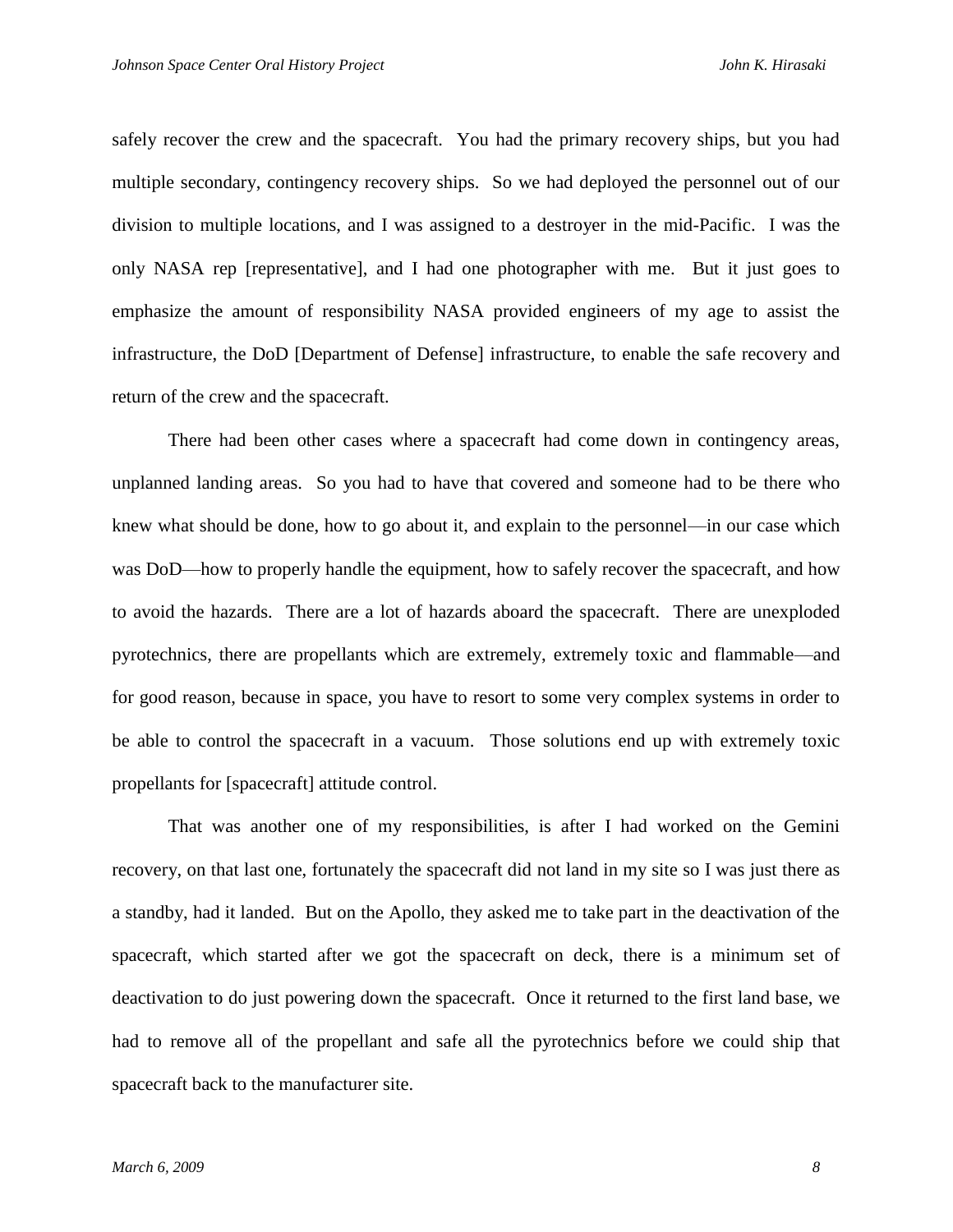safely recover the crew and the spacecraft. You had the primary recovery ships, but you had multiple secondary, contingency recovery ships. So we had deployed the personnel out of our division to multiple locations, and I was assigned to a destroyer in the mid-Pacific. I was the only NASA rep [representative], and I had one photographer with me. But it just goes to emphasize the amount of responsibility NASA provided engineers of my age to assist the infrastructure, the DoD [Department of Defense] infrastructure, to enable the safe recovery and return of the crew and the spacecraft.

There had been other cases where a spacecraft had come down in contingency areas, unplanned landing areas. So you had to have that covered and someone had to be there who knew what should be done, how to go about it, and explain to the personnel—in our case which was DoD—how to properly handle the equipment, how to safely recover the spacecraft, and how to avoid the hazards. There are a lot of hazards aboard the spacecraft. There are unexploded pyrotechnics, there are propellants which are extremely, extremely toxic and flammable—and for good reason, because in space, you have to resort to some very complex systems in order to be able to control the spacecraft in a vacuum. Those solutions end up with extremely toxic propellants for [spacecraft] attitude control.

That was another one of my responsibilities, is after I had worked on the Gemini recovery, on that last one, fortunately the spacecraft did not land in my site so I was just there as a standby, had it landed. But on the Apollo, they asked me to take part in the deactivation of the spacecraft, which started after we got the spacecraft on deck, there is a minimum set of deactivation to do just powering down the spacecraft. Once it returned to the first land base, we had to remove all of the propellant and safe all the pyrotechnics before we could ship that spacecraft back to the manufacturer site.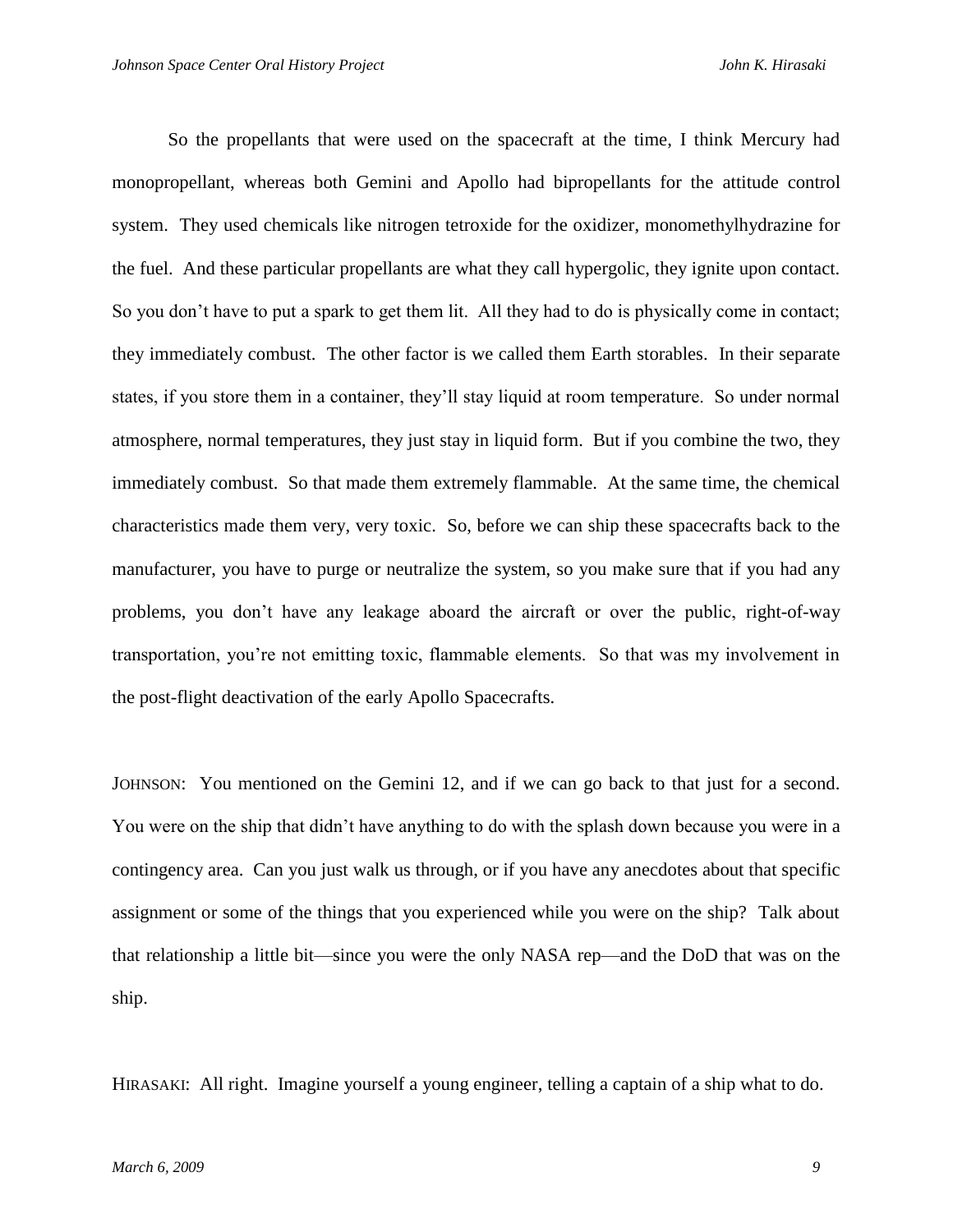So the propellants that were used on the spacecraft at the time, I think Mercury had monopropellant, whereas both Gemini and Apollo had bipropellants for the attitude control system. They used chemicals like nitrogen tetroxide for the oxidizer, monomethylhydrazine for the fuel. And these particular propellants are what they call hypergolic, they ignite upon contact. So you don't have to put a spark to get them lit. All they had to do is physically come in contact; they immediately combust. The other factor is we called them Earth storables. In their separate states, if you store them in a container, they'll stay liquid at room temperature. So under normal atmosphere, normal temperatures, they just stay in liquid form. But if you combine the two, they immediately combust. So that made them extremely flammable. At the same time, the chemical characteristics made them very, very toxic. So, before we can ship these spacecrafts back to the manufacturer, you have to purge or neutralize the system, so you make sure that if you had any problems, you don't have any leakage aboard the aircraft or over the public, right-of-way transportation, you're not emitting toxic, flammable elements. So that was my involvement in the post-flight deactivation of the early Apollo Spacecrafts.

JOHNSON: You mentioned on the Gemini 12, and if we can go back to that just for a second. You were on the ship that didn't have anything to do with the splash down because you were in a contingency area. Can you just walk us through, or if you have any anecdotes about that specific assignment or some of the things that you experienced while you were on the ship? Talk about that relationship a little bit—since you were the only NASA rep—and the DoD that was on the ship.

HIRASAKI: All right. Imagine yourself a young engineer, telling a captain of a ship what to do.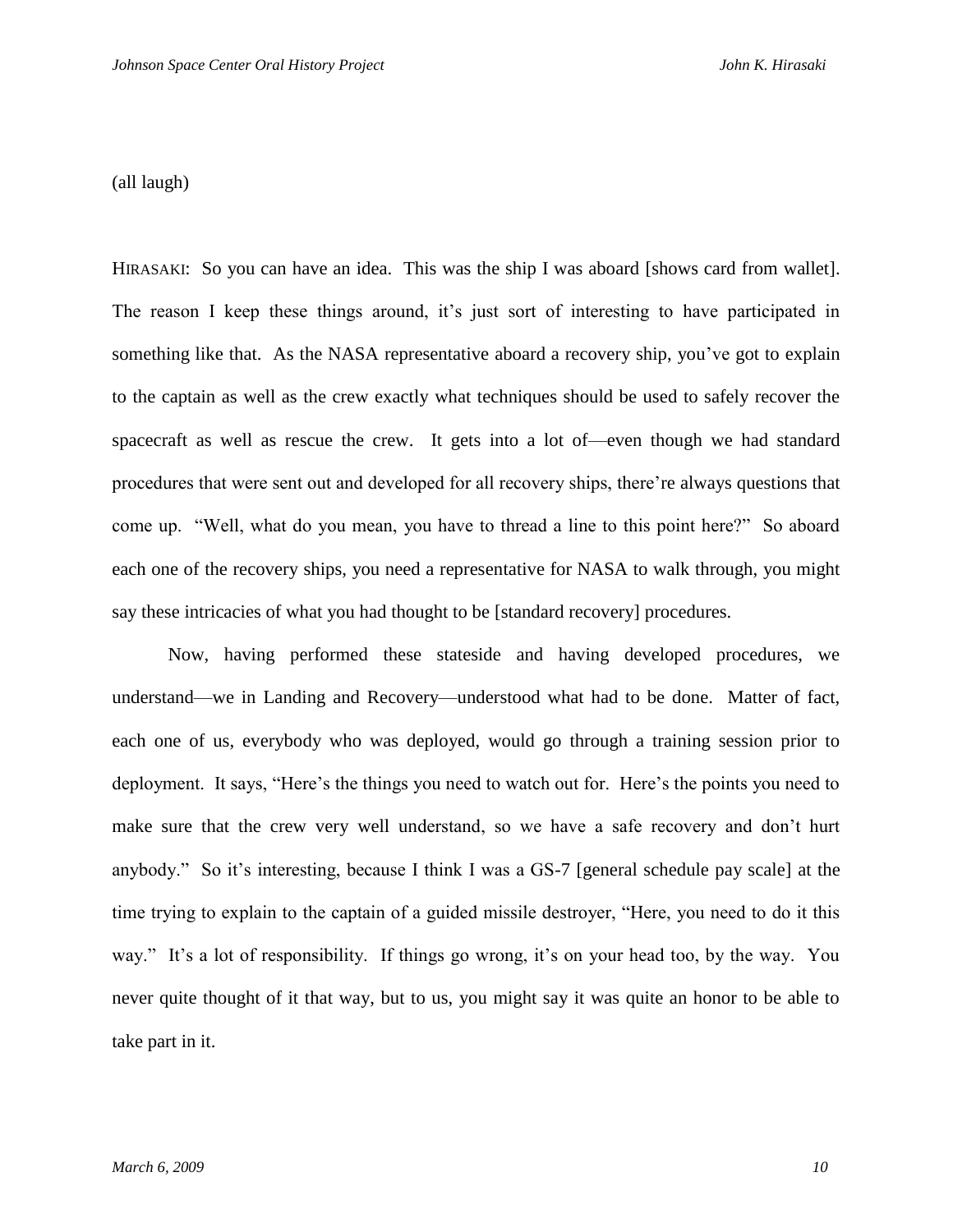(all laugh)

HIRASAKI: So you can have an idea. This was the ship I was aboard [shows card from wallet]. The reason I keep these things around, it's just sort of interesting to have participated in something like that. As the NASA representative aboard a recovery ship, you've got to explain to the captain as well as the crew exactly what techniques should be used to safely recover the spacecraft as well as rescue the crew. It gets into a lot of—even though we had standard procedures that were sent out and developed for all recovery ships, there're always questions that come up. "Well, what do you mean, you have to thread a line to this point here?" So aboard each one of the recovery ships, you need a representative for NASA to walk through, you might say these intricacies of what you had thought to be [standard recovery] procedures.

Now, having performed these stateside and having developed procedures, we understand—we in Landing and Recovery—understood what had to be done. Matter of fact, each one of us, everybody who was deployed, would go through a training session prior to deployment. It says, "Here's the things you need to watch out for. Here's the points you need to make sure that the crew very well understand, so we have a safe recovery and don't hurt anybody." So it's interesting, because I think I was a GS-7 [general schedule pay scale] at the time trying to explain to the captain of a guided missile destroyer, "Here, you need to do it this way." It's a lot of responsibility. If things go wrong, it's on your head too, by the way. You never quite thought of it that way, but to us, you might say it was quite an honor to be able to take part in it.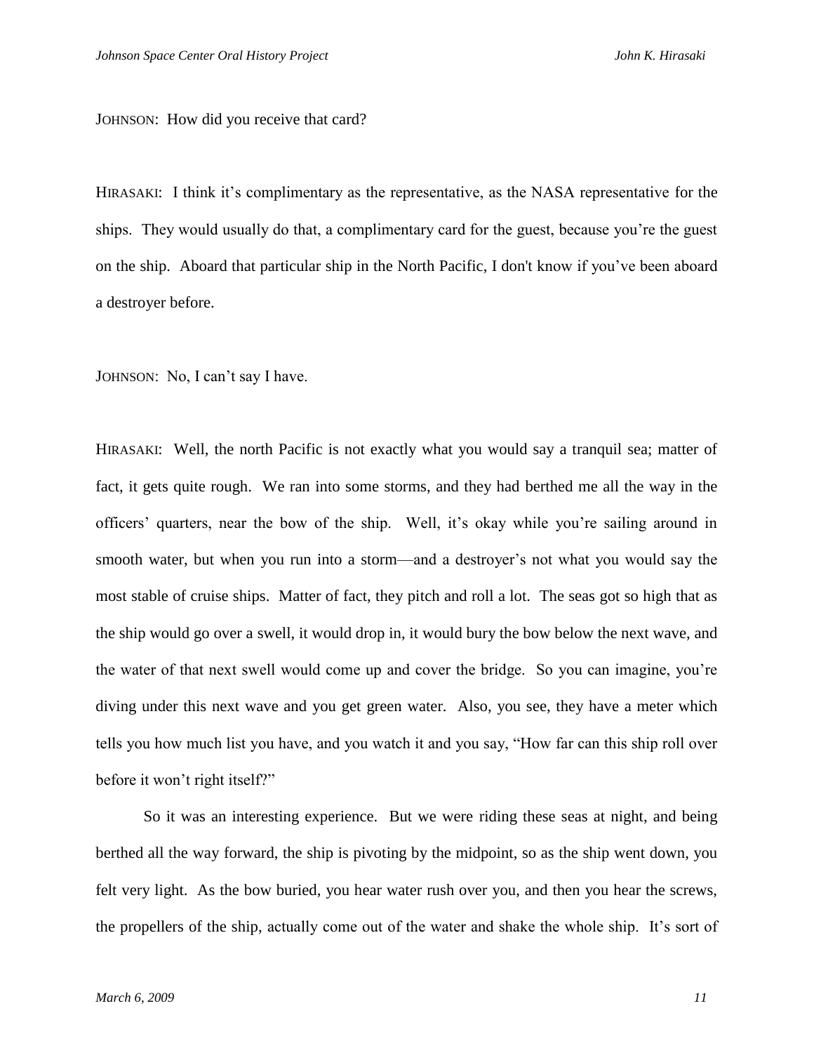JOHNSON: How did you receive that card?

HIRASAKI: I think it's complimentary as the representative, as the NASA representative for the ships. They would usually do that, a complimentary card for the guest, because you're the guest on the ship. Aboard that particular ship in the North Pacific, I don't know if you've been aboard a destroyer before.

JOHNSON: No, I can't say I have.

HIRASAKI: Well, the north Pacific is not exactly what you would say a tranquil sea; matter of fact, it gets quite rough. We ran into some storms, and they had berthed me all the way in the officers' quarters, near the bow of the ship. Well, it's okay while you're sailing around in smooth water, but when you run into a storm—and a destroyer's not what you would say the most stable of cruise ships. Matter of fact, they pitch and roll a lot. The seas got so high that as the ship would go over a swell, it would drop in, it would bury the bow below the next wave, and the water of that next swell would come up and cover the bridge. So you can imagine, you're diving under this next wave and you get green water. Also, you see, they have a meter which tells you how much list you have, and you watch it and you say, "How far can this ship roll over before it won't right itself?"

So it was an interesting experience. But we were riding these seas at night, and being berthed all the way forward, the ship is pivoting by the midpoint, so as the ship went down, you felt very light. As the bow buried, you hear water rush over you, and then you hear the screws, the propellers of the ship, actually come out of the water and shake the whole ship. It's sort of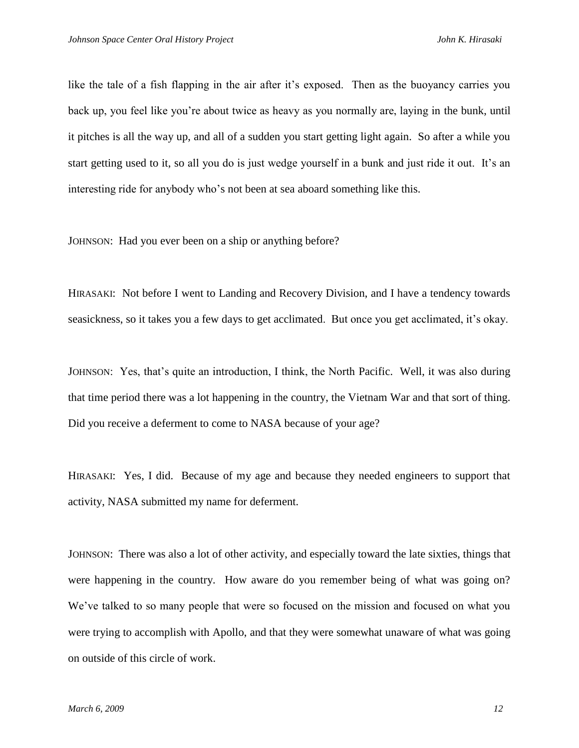like the tale of a fish flapping in the air after it's exposed. Then as the buoyancy carries you back up, you feel like you're about twice as heavy as you normally are, laying in the bunk, until it pitches is all the way up, and all of a sudden you start getting light again. So after a while you start getting used to it, so all you do is just wedge yourself in a bunk and just ride it out. It's an interesting ride for anybody who's not been at sea aboard something like this.

JOHNSON: Had you ever been on a ship or anything before?

HIRASAKI: Not before I went to Landing and Recovery Division, and I have a tendency towards seasickness, so it takes you a few days to get acclimated. But once you get acclimated, it's okay.

JOHNSON: Yes, that's quite an introduction, I think, the North Pacific. Well, it was also during that time period there was a lot happening in the country, the Vietnam War and that sort of thing. Did you receive a deferment to come to NASA because of your age?

HIRASAKI: Yes, I did. Because of my age and because they needed engineers to support that activity, NASA submitted my name for deferment.

JOHNSON: There was also a lot of other activity, and especially toward the late sixties, things that were happening in the country. How aware do you remember being of what was going on? We've talked to so many people that were so focused on the mission and focused on what you were trying to accomplish with Apollo, and that they were somewhat unaware of what was going on outside of this circle of work.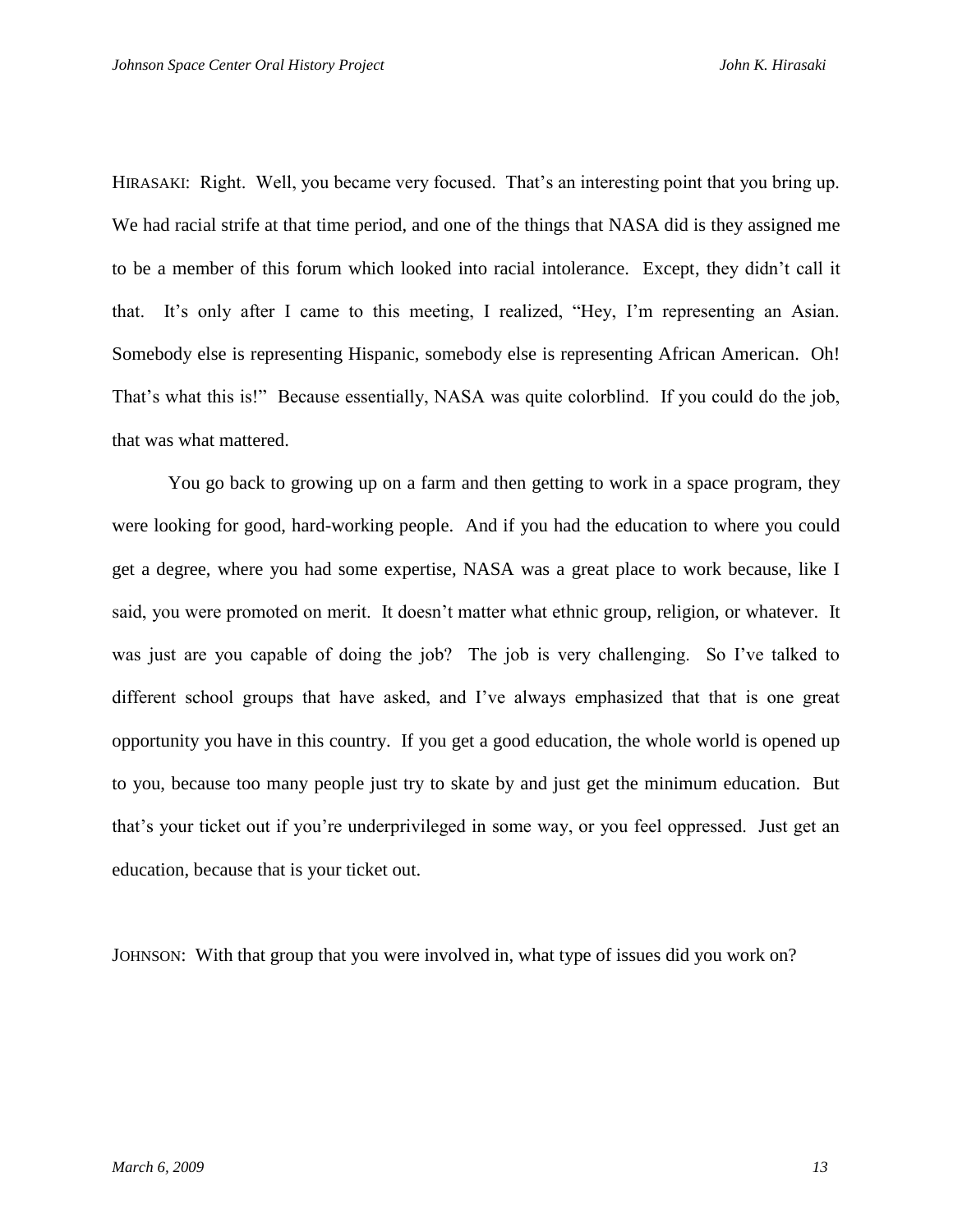HIRASAKI: Right. Well, you became very focused. That's an interesting point that you bring up. We had racial strife at that time period, and one of the things that NASA did is they assigned me to be a member of this forum which looked into racial intolerance. Except, they didn't call it that. It's only after I came to this meeting, I realized, "Hey, I'm representing an Asian. Somebody else is representing Hispanic, somebody else is representing African American. Oh! That's what this is!" Because essentially, NASA was quite colorblind. If you could do the job, that was what mattered.

You go back to growing up on a farm and then getting to work in a space program, they were looking for good, hard-working people. And if you had the education to where you could get a degree, where you had some expertise, NASA was a great place to work because, like I said, you were promoted on merit. It doesn't matter what ethnic group, religion, or whatever. It was just are you capable of doing the job? The job is very challenging. So I've talked to different school groups that have asked, and I've always emphasized that that is one great opportunity you have in this country. If you get a good education, the whole world is opened up to you, because too many people just try to skate by and just get the minimum education. But that's your ticket out if you're underprivileged in some way, or you feel oppressed. Just get an education, because that is your ticket out.

JOHNSON: With that group that you were involved in, what type of issues did you work on?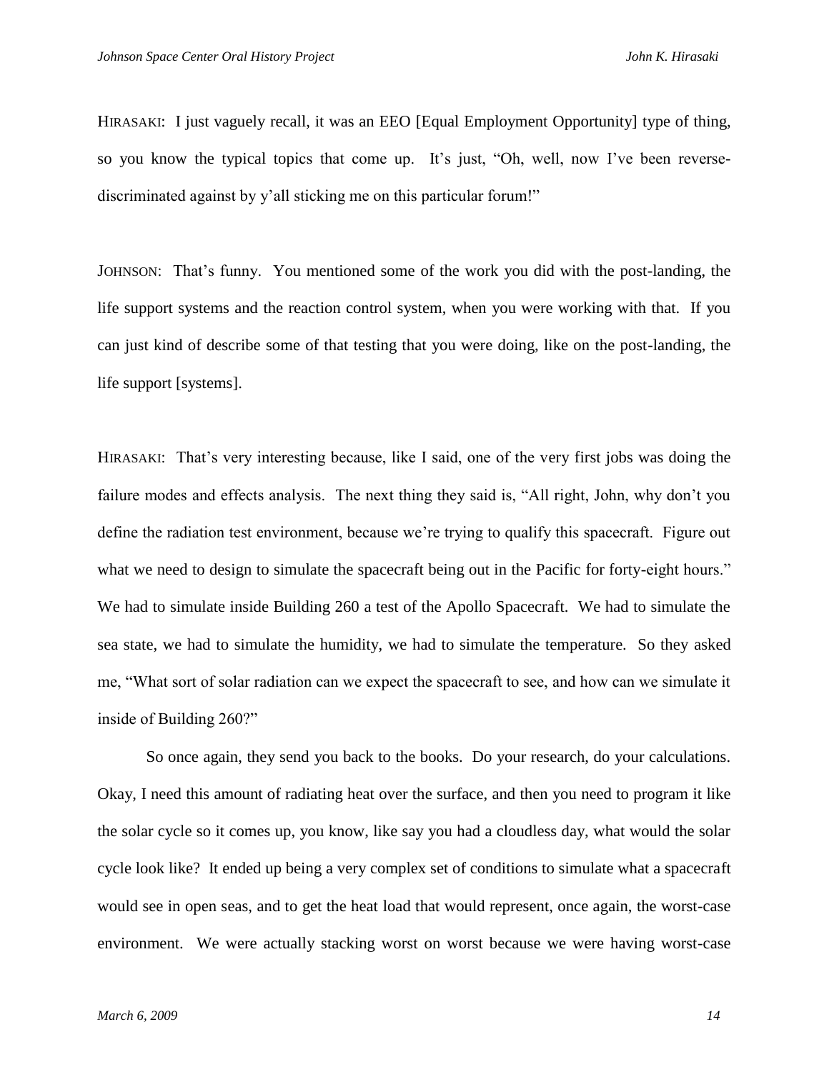HIRASAKI: I just vaguely recall, it was an EEO [Equal Employment Opportunity] type of thing, so you know the typical topics that come up. It's just, "Oh, well, now I've been reverse-discriminated against by y'all sticking me on this particular forum!"

JOHNSON: That's funny. You mentioned some of the work you did with the post-landing, the life support systems and the reaction control system, when you were working with that. If you can just kind of describe some of that testing that you were doing, like on the post-landing, the life support [systems].

HIRASAKI: That's very interesting because, like I said, one of the very first jobs was doing the failure modes and effects analysis. The next thing they said is, "All right, John, why don't you define the radiation test environment, because we're trying to qualify this spacecraft. Figure out what we need to design to simulate the spacecraft being out in the Pacific for forty-eight hours." We had to simulate inside Building 260 a test of the Apollo Spacecraft. We had to simulate the sea state, we had to simulate the humidity, we had to simulate the temperature. So they asked me, "What sort of solar radiation can we expect the spacecraft to see, and how can we simulate it inside of Building 260?"

So once again, they send you back to the books. Do your research, do your calculations. Okay, I need this amount of radiating heat over the surface, and then you need to program it like the solar cycle so it comes up, you know, like say you had a cloudless day, what would the solar cycle look like? It ended up being a very complex set of conditions to simulate what a spacecraft would see in open seas, and to get the heat load that would represent, once again, the worst-case environment. We were actually stacking worst on worst because we were having worst-case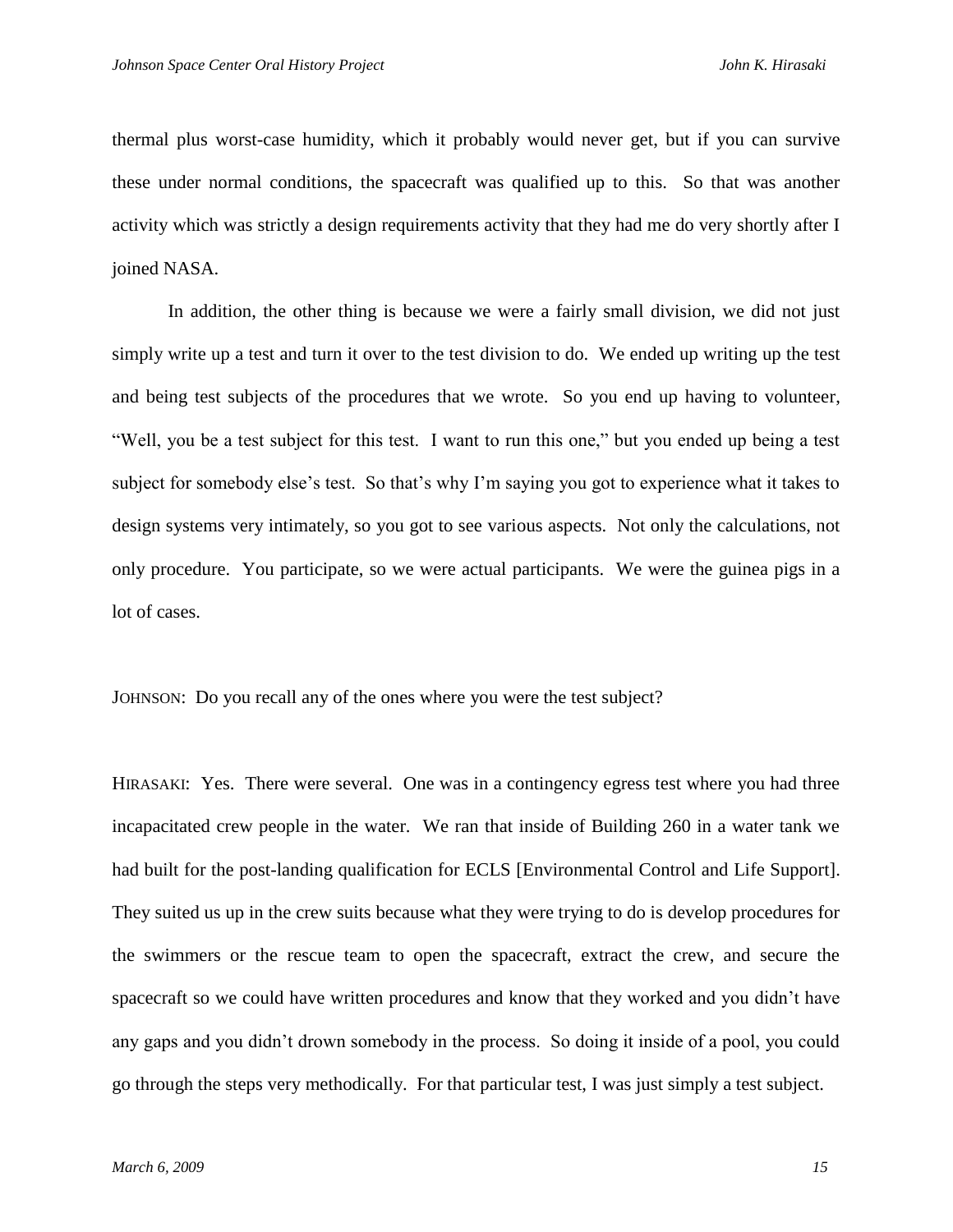thermal plus worst-case humidity, which it probably would never get, but if you can survive these under normal conditions, the spacecraft was qualified up to this. So that was another activity which was strictly a design requirements activity that they had me do very shortly after I joined NASA.

In addition, the other thing is because we were a fairly small division, we did not just simply write up a test and turn it over to the test division to do. We ended up writing up the test and being test subjects of the procedures that we wrote. So you end up having to volunteer, "Well, you be a test subject for this test. I want to run this one," but you ended up being a test subject for somebody else's test. So that's why I'm saying you got to experience what it takes to design systems very intimately, so you got to see various aspects. Not only the calculations, not only procedure. You participate, so we were actual participants. We were the guinea pigs in a lot of cases.

JOHNSON: Do you recall any of the ones where you were the test subject?

HIRASAKI: Yes. There were several. One was in a contingency egress test where you had three incapacitated crew people in the water. We ran that inside of Building 260 in a water tank we had built for the post-landing qualification for ECLS [Environmental Control and Life Support]. They suited us up in the crew suits because what they were trying to do is develop procedures for the swimmers or the rescue team to open the spacecraft, extract the crew, and secure the spacecraft so we could have written procedures and know that they worked and you didn't have any gaps and you didn't drown somebody in the process. So doing it inside of a pool, you could go through the steps very methodically. For that particular test, I was just simply a test subject.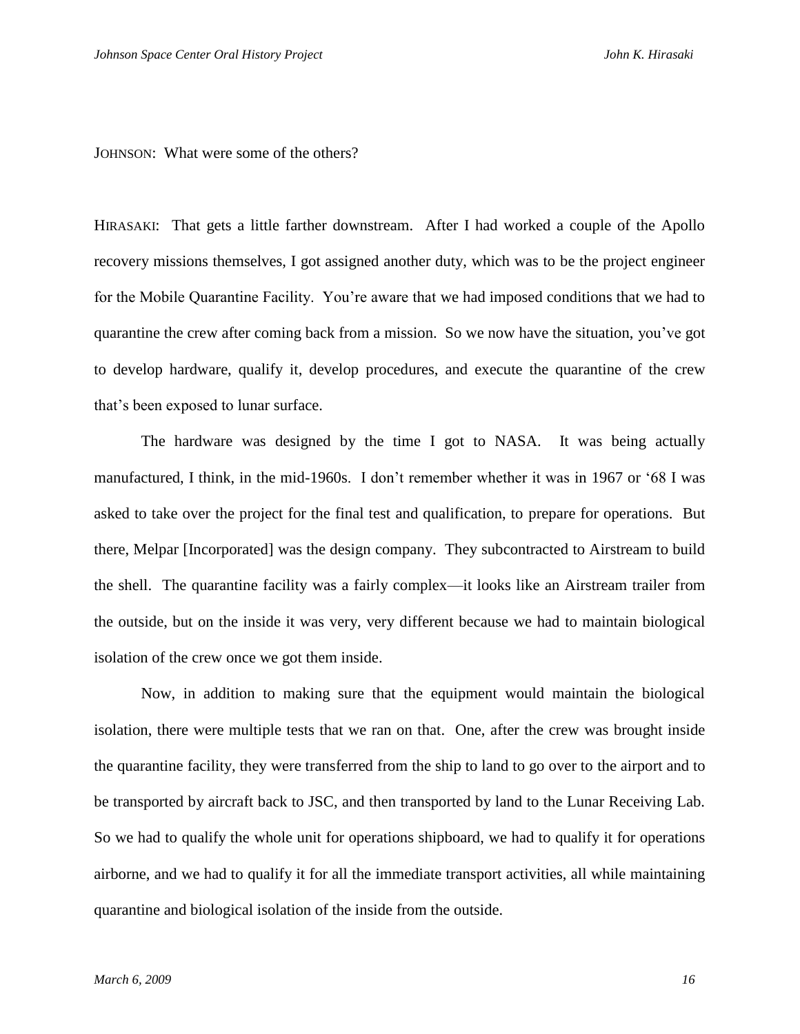JOHNSON: What were some of the others?

HIRASAKI: That gets a little farther downstream. After I had worked a couple of the Apollo recovery missions themselves, I got assigned another duty, which was to be the project engineer for the Mobile Quarantine Facility. You're aware that we had imposed conditions that we had to quarantine the crew after coming back from a mission. So we now have the situation, you've got to develop hardware, qualify it, develop procedures, and execute the quarantine of the crew that's been exposed to lunar surface.

The hardware was designed by the time I got to NASA. It was being actually manufactured, I think, in the mid-1960s. I don't remember whether it was in 1967 or '68 I was asked to take over the project for the final test and qualification, to prepare for operations. But there, Melpar [Incorporated] was the design company. They subcontracted to Airstream to build the shell. The quarantine facility was a fairly complex—it looks like an Airstream trailer from the outside, but on the inside it was very, very different because we had to maintain biological isolation of the crew once we got them inside.

Now, in addition to making sure that the equipment would maintain the biological isolation, there were multiple tests that we ran on that. One, after the crew was brought inside the quarantine facility, they were transferred from the ship to land to go over to the airport and to be transported by aircraft back to JSC, and then transported by land to the Lunar Receiving Lab. So we had to qualify the whole unit for operations shipboard, we had to qualify it for operations airborne, and we had to qualify it for all the immediate transport activities, all while maintaining quarantine and biological isolation of the inside from the outside.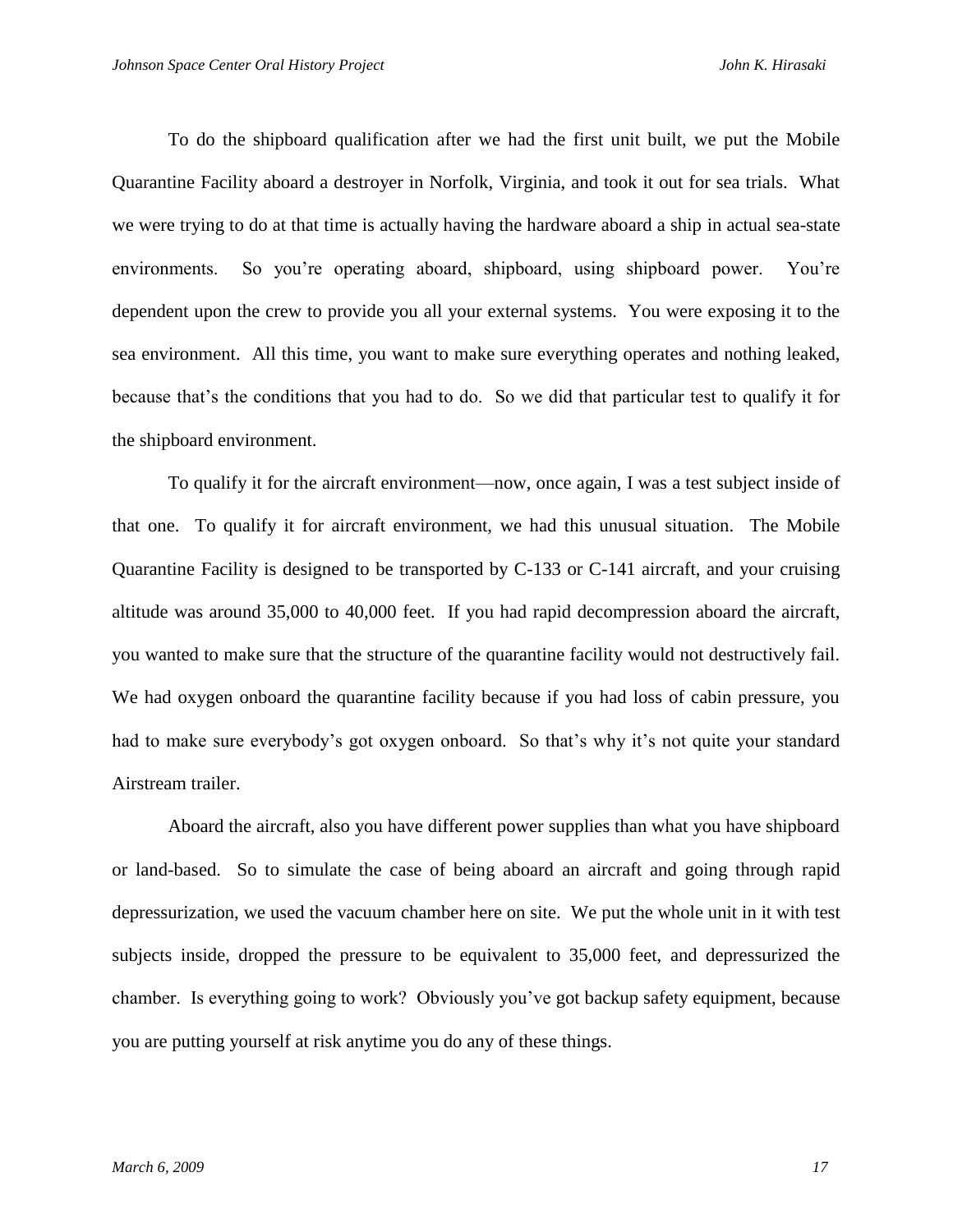To do the shipboard qualification after we had the first unit built, we put the Mobile Quarantine Facility aboard a destroyer in Norfolk, Virginia, and took it out for sea trials. What we were trying to do at that time is actually having the hardware aboard a ship in actual sea-state environments. So you're operating aboard, shipboard, using shipboard power. You're dependent upon the crew to provide you all your external systems. You were exposing it to the sea environment. All this time, you want to make sure everything operates and nothing leaked, because that's the conditions that you had to do. So we did that particular test to qualify it for the shipboard environment.

To qualify it for the aircraft environment—now, once again, I was a test subject inside of that one. To qualify it for aircraft environment, we had this unusual situation. The Mobile Quarantine Facility is designed to be transported by C-133 or C-141 aircraft, and your cruising altitude was around 35,000 to 40,000 feet. If you had rapid decompression aboard the aircraft, you wanted to make sure that the structure of the quarantine facility would not destructively fail. We had oxygen onboard the quarantine facility because if you had loss of cabin pressure, you had to make sure everybody's got oxygen onboard. So that's why it's not quite your standard Airstream trailer.

Aboard the aircraft, also you have different power supplies than what you have shipboard or land-based. So to simulate the case of being aboard an aircraft and going through rapid depressurization, we used the vacuum chamber here on site. We put the whole unit in it with test subjects inside, dropped the pressure to be equivalent to 35,000 feet, and depressurized the chamber. Is everything going to work? Obviously you've got backup safety equipment, because you are putting yourself at risk anytime you do any of these things.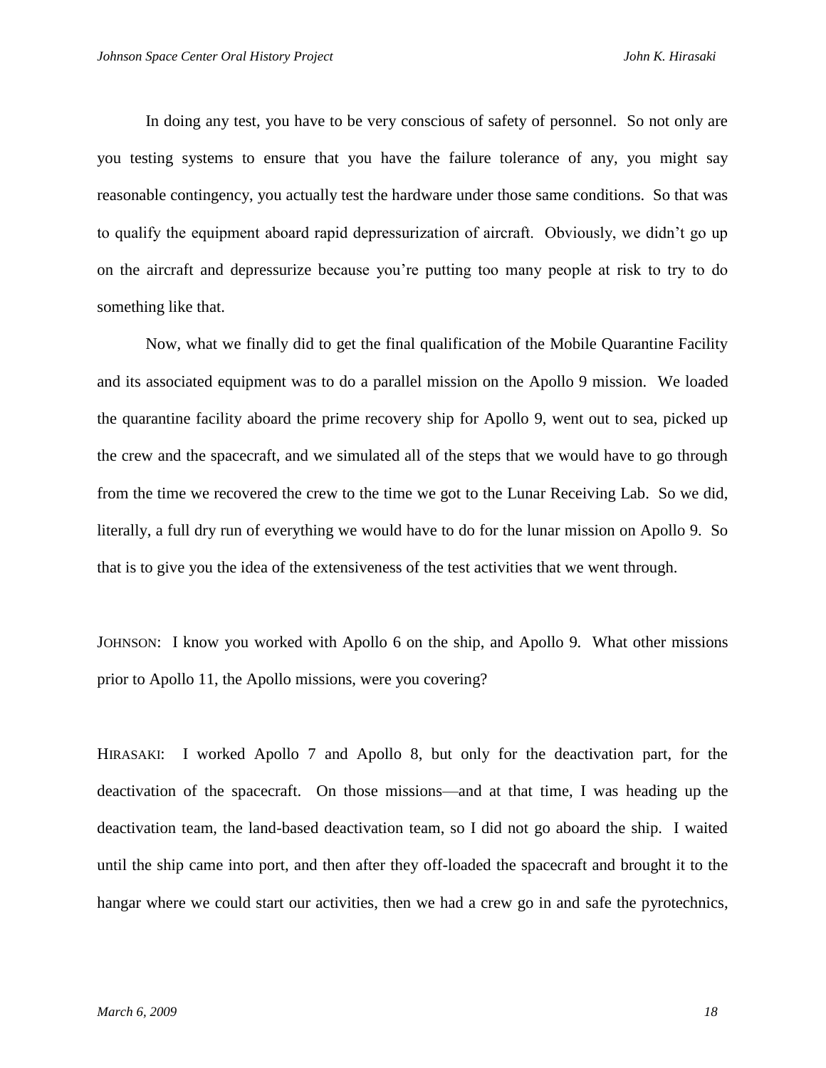In doing any test, you have to be very conscious of safety of personnel. So not only are you testing systems to ensure that you have the failure tolerance of any, you might say reasonable contingency, you actually test the hardware under those same conditions. So that was to qualify the equipment aboard rapid depressurization of aircraft. Obviously, we didn't go up on the aircraft and depressurize because you're putting too many people at risk to try to do something like that.

Now, what we finally did to get the final qualification of the Mobile Quarantine Facility and its associated equipment was to do a parallel mission on the Apollo 9 mission. We loaded the quarantine facility aboard the prime recovery ship for Apollo 9, went out to sea, picked up the crew and the spacecraft, and we simulated all of the steps that we would have to go through from the time we recovered the crew to the time we got to the Lunar Receiving Lab. So we did, literally, a full dry run of everything we would have to do for the lunar mission on Apollo 9. So that is to give you the idea of the extensiveness of the test activities that we went through.

JOHNSON: I know you worked with Apollo 6 on the ship, and Apollo 9. What other missions prior to Apollo 11, the Apollo missions, were you covering?

HIRASAKI: I worked Apollo 7 and Apollo 8, but only for the deactivation part, for the deactivation of the spacecraft. On those missions—and at that time, I was heading up the deactivation team, the land-based deactivation team, so I did not go aboard the ship. I waited until the ship came into port, and then after they off-loaded the spacecraft and brought it to the hangar where we could start our activities, then we had a crew go in and safe the pyrotechnics,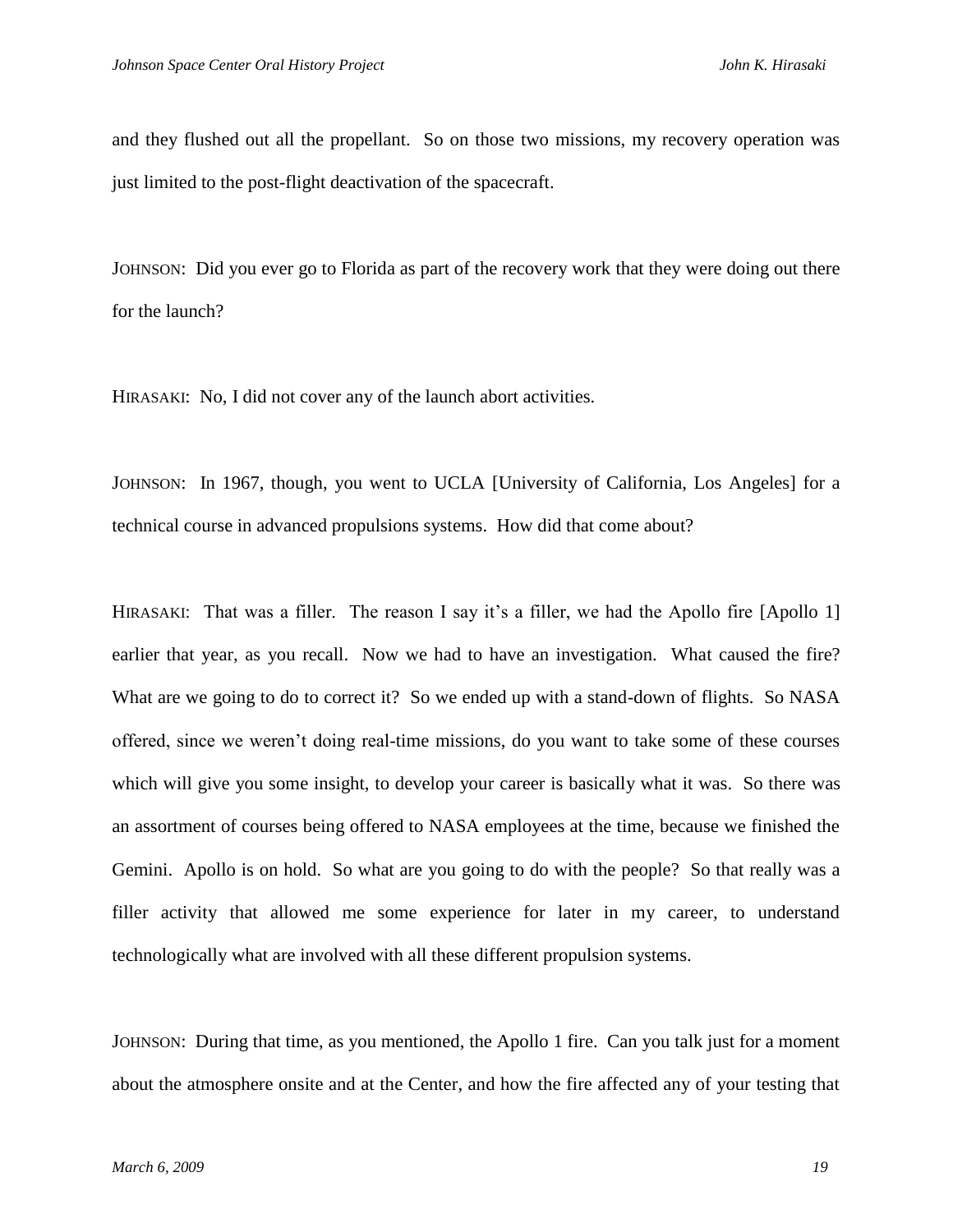and they flushed out all the propellant. So on those two missions, my recovery operation was just limited to the post-flight deactivation of the spacecraft.

JOHNSON: Did you ever go to Florida as part of the recovery work that they were doing out there for the launch?

HIRASAKI: No, I did not cover any of the launch abort activities.

JOHNSON: In 1967, though, you went to UCLA [University of California, Los Angeles] for a technical course in advanced propulsions systems. How did that come about?

HIRASAKI: That was a filler. The reason I say it's a filler, we had the Apollo fire [Apollo 1] earlier that year, as you recall. Now we had to have an investigation. What caused the fire? What are we going to do to correct it? So we ended up with a stand-down of flights. So NASA offered, since we weren't doing real-time missions, do you want to take some of these courses which will give you some insight, to develop your career is basically what it was. So there was an assortment of courses being offered to NASA employees at the time, because we finished the Gemini. Apollo is on hold. So what are you going to do with the people? So that really was a filler activity that allowed me some experience for later in my career, to understand technologically what are involved with all these different propulsion systems.

JOHNSON: During that time, as you mentioned, the Apollo 1 fire. Can you talk just for a moment about the atmosphere onsite and at the Center, and how the fire affected any of your testing that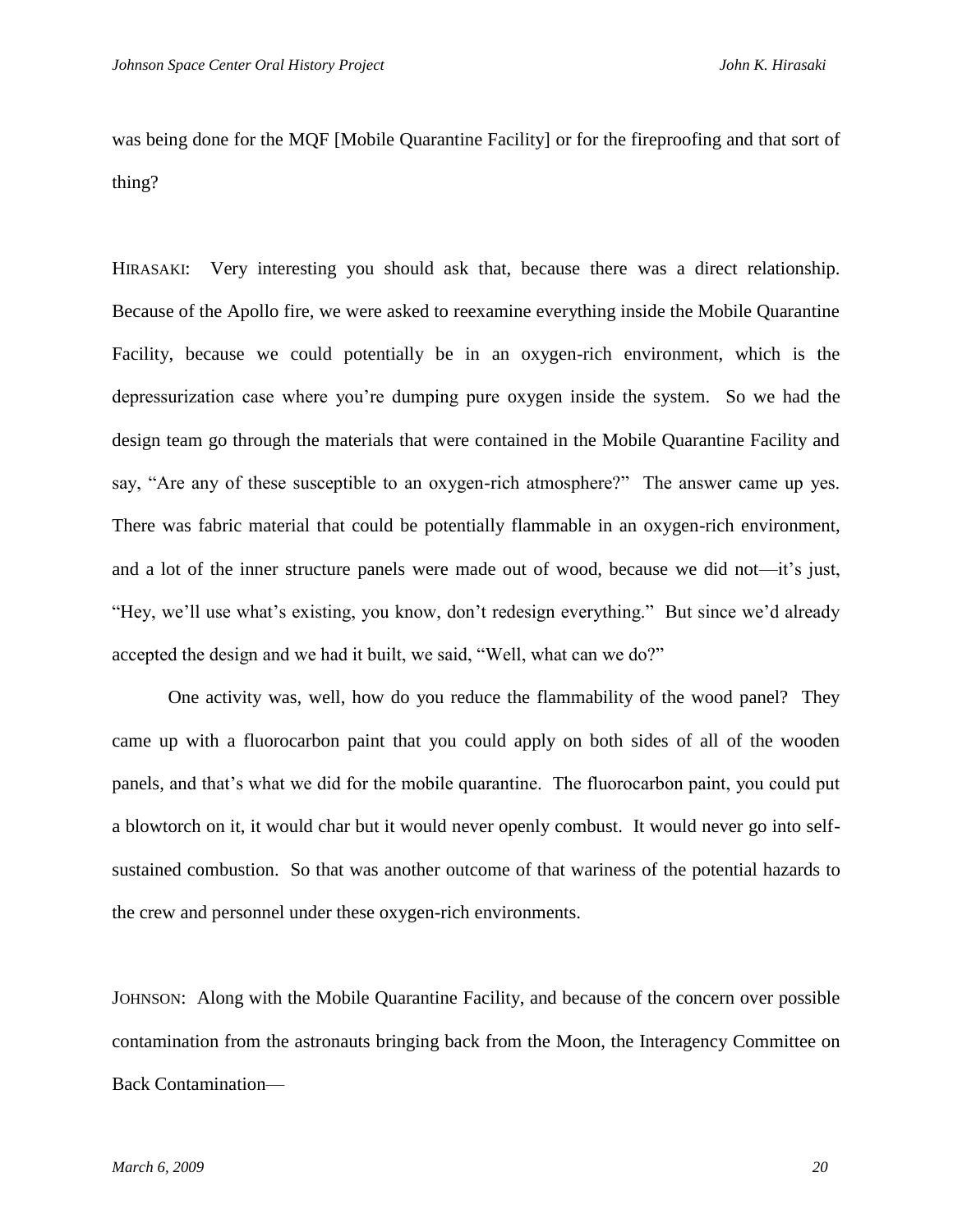was being done for the MQF [Mobile Quarantine Facility] or for the fireproofing and that sort of thing?

HIRASAKI: Very interesting you should ask that, because there was a direct relationship. Because of the Apollo fire, we were asked to reexamine everything inside the Mobile Quarantine Facility, because we could potentially be in an oxygen-rich environment, which is the depressurization case where you're dumping pure oxygen inside the system. So we had the design team go through the materials that were contained in the Mobile Quarantine Facility and say, "Are any of these susceptible to an oxygen-rich atmosphere?" The answer came up yes. There was fabric material that could be potentially flammable in an oxygen-rich environment, and a lot of the inner structure panels were made out of wood, because we did not—it's just, "Hey, we'll use what's existing, you know, don't redesign everything." But since we'd already accepted the design and we had it built, we said, "Well, what can we do?"

One activity was, well, how do you reduce the flammability of the wood panel? They came up with a fluorocarbon paint that you could apply on both sides of all of the wooden panels, and that's what we did for the mobile quarantine. The fluorocarbon paint, you could put a blowtorch on it, it would char but it would never openly combust. It would never go into self-sustained combustion. So that was another outcome of that wariness of the potential hazards to the crew and personnel under these oxygen-rich environments.

JOHNSON: Along with the Mobile Quarantine Facility, and because of the concern over possible contamination from the astronauts bringing back from the Moon, the Interagency Committee on Back Contamination—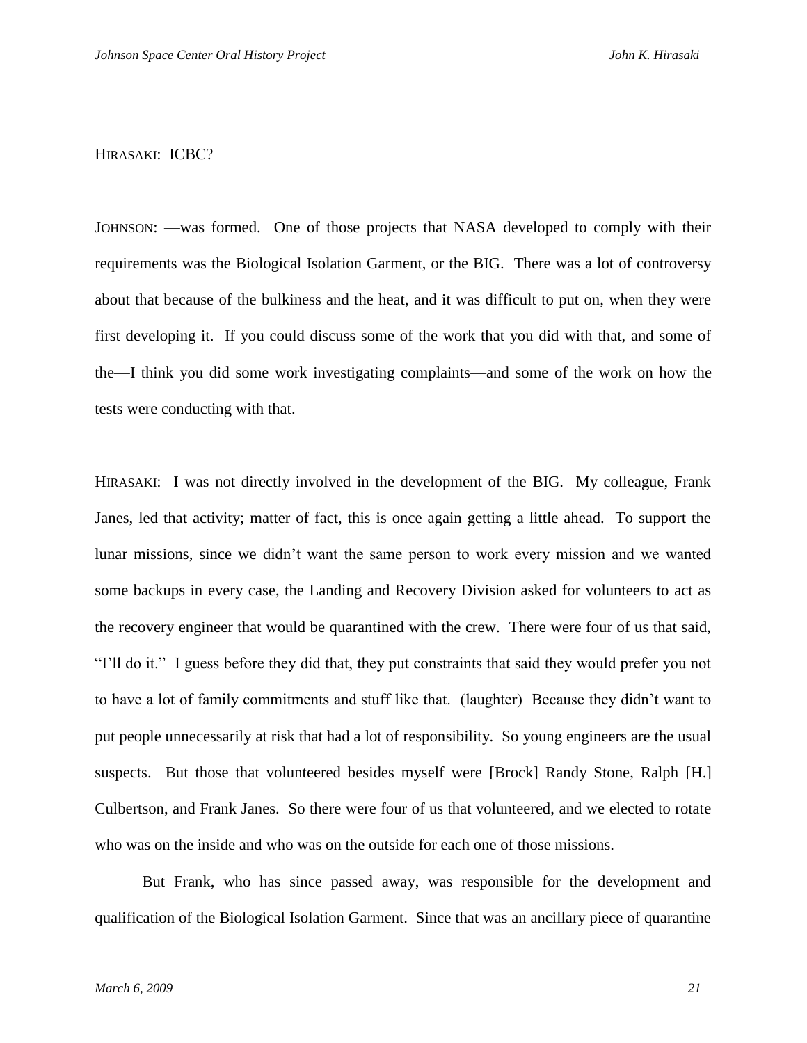HIRASAKI: ICBC?

JOHNSON: —was formed. One of those projects that NASA developed to comply with their requirements was the Biological Isolation Garment, or the BIG. There was a lot of controversy about that because of the bulkiness and the heat, and it was difficult to put on, when they were first developing it. If you could discuss some of the work that you did with that, and some of the—I think you did some work investigating complaints—and some of the work on how the tests were conducting with that.

HIRASAKI: I was not directly involved in the development of the BIG. My colleague, Frank Janes, led that activity; matter of fact, this is once again getting a little ahead. To support the lunar missions, since we didn't want the same person to work every mission and we wanted some backups in every case, the Landing and Recovery Division asked for volunteers to act as the recovery engineer that would be quarantined with the crew. There were four of us that said, "I'll do it." I guess before they did that, they put constraints that said they would prefer you not to have a lot of family commitments and stuff like that. (laughter) Because they didn't want to put people unnecessarily at risk that had a lot of responsibility. So young engineers are the usual suspects. But those that volunteered besides myself were [Brock] Randy Stone, Ralph [H.] Culbertson, and Frank Janes. So there were four of us that volunteered, and we elected to rotate who was on the inside and who was on the outside for each one of those missions.

But Frank, who has since passed away, was responsible for the development and qualification of the Biological Isolation Garment. Since that was an ancillary piece of quarantine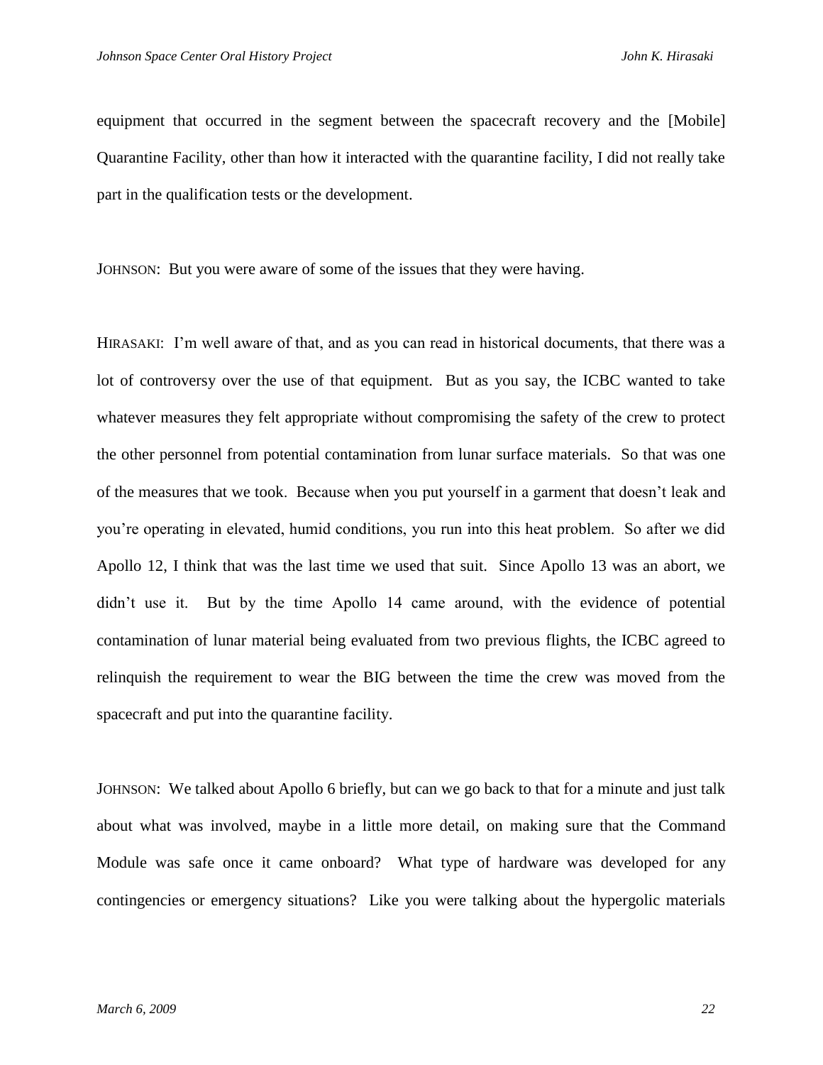equipment that occurred in the segment between the spacecraft recovery and the [Mobile] Quarantine Facility, other than how it interacted with the quarantine facility, I did not really take part in the qualification tests or the development.

JOHNSON: But you were aware of some of the issues that they were having.

HIRASAKI: I'm well aware of that, and as you can read in historical documents, that there was a lot of controversy over the use of that equipment. But as you say, the ICBC wanted to take whatever measures they felt appropriate without compromising the safety of the crew to protect the other personnel from potential contamination from lunar surface materials. So that was one of the measures that we took. Because when you put yourself in a garment that doesn't leak and you're operating in elevated, humid conditions, you run into this heat problem. So after we did Apollo 12, I think that was the last time we used that suit. Since Apollo 13 was an abort, we didn't use it. But by the time Apollo 14 came around, with the evidence of potential contamination of lunar material being evaluated from two previous flights, the ICBC agreed to relinquish the requirement to wear the BIG between the time the crew was moved from the spacecraft and put into the quarantine facility.

JOHNSON: We talked about Apollo 6 briefly, but can we go back to that for a minute and just talk about what was involved, maybe in a little more detail, on making sure that the Command Module was safe once it came onboard? What type of hardware was developed for any contingencies or emergency situations? Like you were talking about the hypergolic materials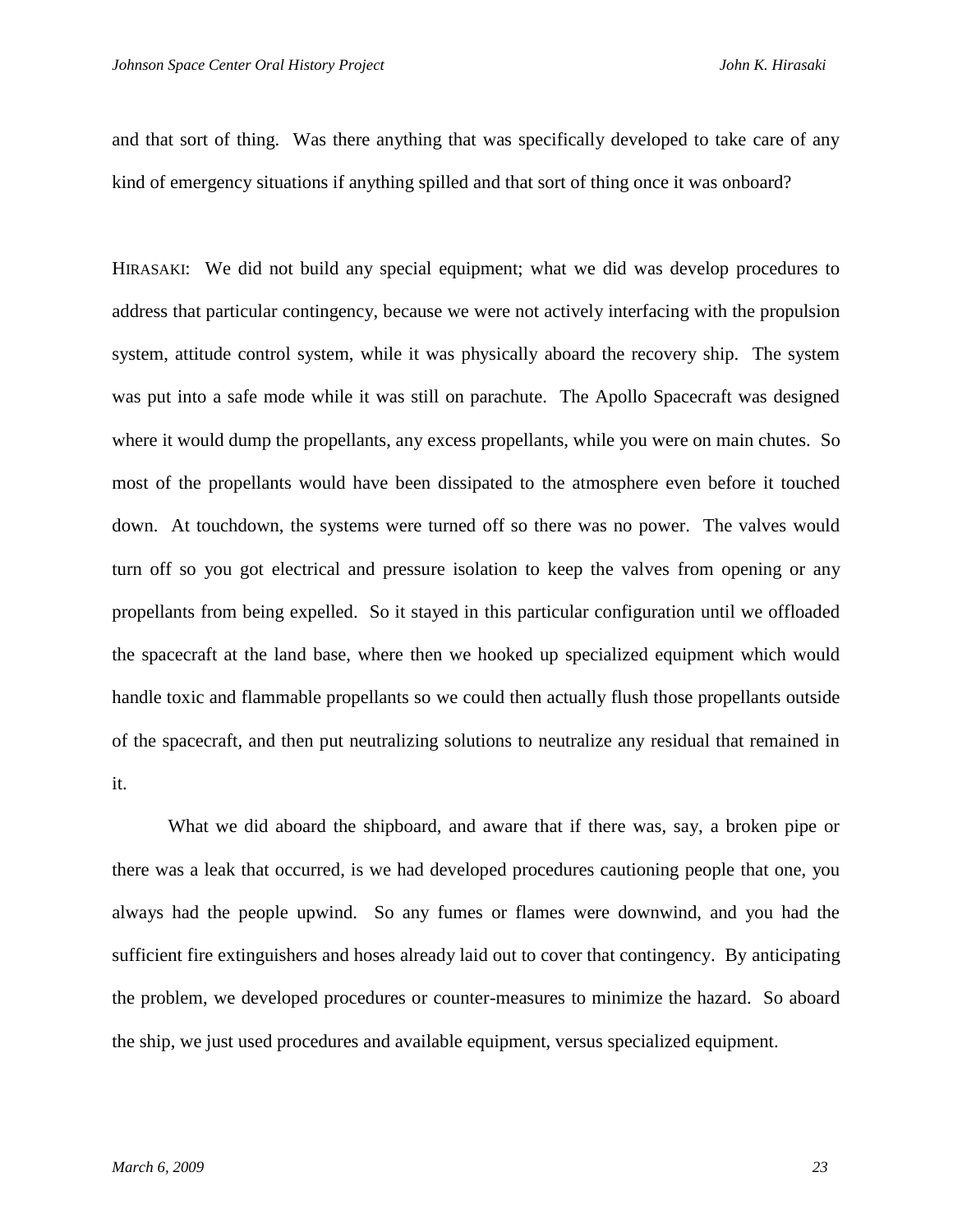and that sort of thing. Was there anything that was specifically developed to take care of any kind of emergency situations if anything spilled and that sort of thing once it was onboard?

HIRASAKI: We did not build any special equipment; what we did was develop procedures to address that particular contingency, because we were not actively interfacing with the propulsion system, attitude control system, while it was physically aboard the recovery ship. The system was put into a safe mode while it was still on parachute. The Apollo Spacecraft was designed where it would dump the propellants, any excess propellants, while you were on main chutes. So most of the propellants would have been dissipated to the atmosphere even before it touched down. At touchdown, the systems were turned off so there was no power. The valves would turn off so you got electrical and pressure isolation to keep the valves from opening or any propellants from being expelled. So it stayed in this particular configuration until we offloaded the spacecraft at the land base, where then we hooked up specialized equipment which would handle toxic and flammable propellants so we could then actually flush those propellants outside of the spacecraft, and then put neutralizing solutions to neutralize any residual that remained in it.

What we did aboard the shipboard, and aware that if there was, say, a broken pipe or there was a leak that occurred, is we had developed procedures cautioning people that one, you always had the people upwind. So any fumes or flames were downwind, and you had the sufficient fire extinguishers and hoses already laid out to cover that contingency. By anticipating the problem, we developed procedures or counter-measures to minimize the hazard. So aboard the ship, we just used procedures and available equipment, versus specialized equipment.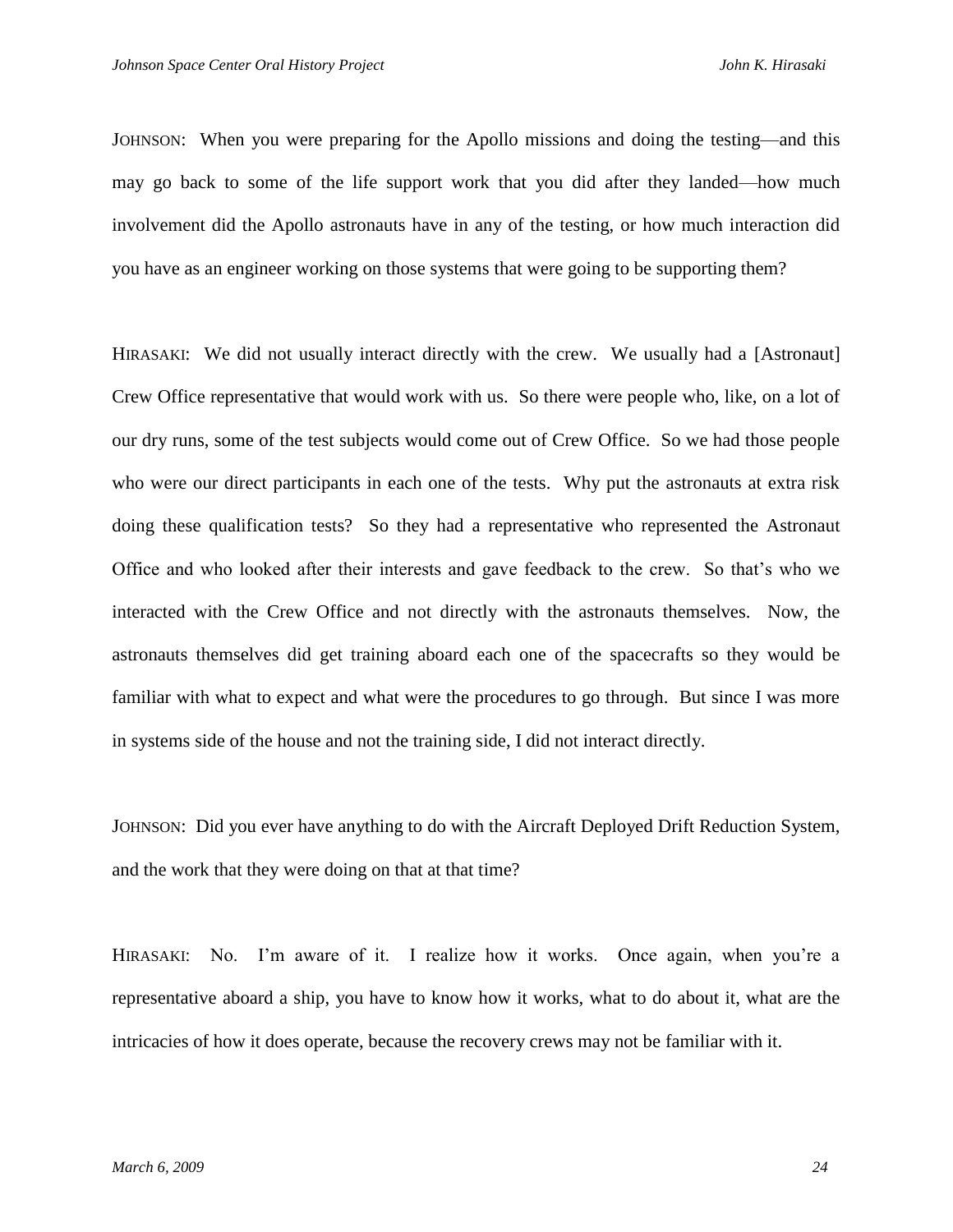JOHNSON: When you were preparing for the Apollo missions and doing the testing—and this may go back to some of the life support work that you did after they landed—how much involvement did the Apollo astronauts have in any of the testing, or how much interaction did you have as an engineer working on those systems that were going to be supporting them?

HIRASAKI: We did not usually interact directly with the crew. We usually had a [Astronaut] Crew Office representative that would work with us. So there were people who, like, on a lot of our dry runs, some of the test subjects would come out of Crew Office. So we had those people who were our direct participants in each one of the tests. Why put the astronauts at extra risk doing these qualification tests? So they had a representative who represented the Astronaut Office and who looked after their interests and gave feedback to the crew. So that's who we interacted with the Crew Office and not directly with the astronauts themselves. Now, the astronauts themselves did get training aboard each one of the spacecrafts so they would be familiar with what to expect and what were the procedures to go through. But since I was more in systems side of the house and not the training side, I did not interact directly.

JOHNSON: Did you ever have anything to do with the Aircraft Deployed Drift Reduction System, and the work that they were doing on that at that time?

HIRASAKI: No. I'm aware of it. I realize how it works. Once again, when you're a representative aboard a ship, you have to know how it works, what to do about it, what are the intricacies of how it does operate, because the recovery crews may not be familiar with it.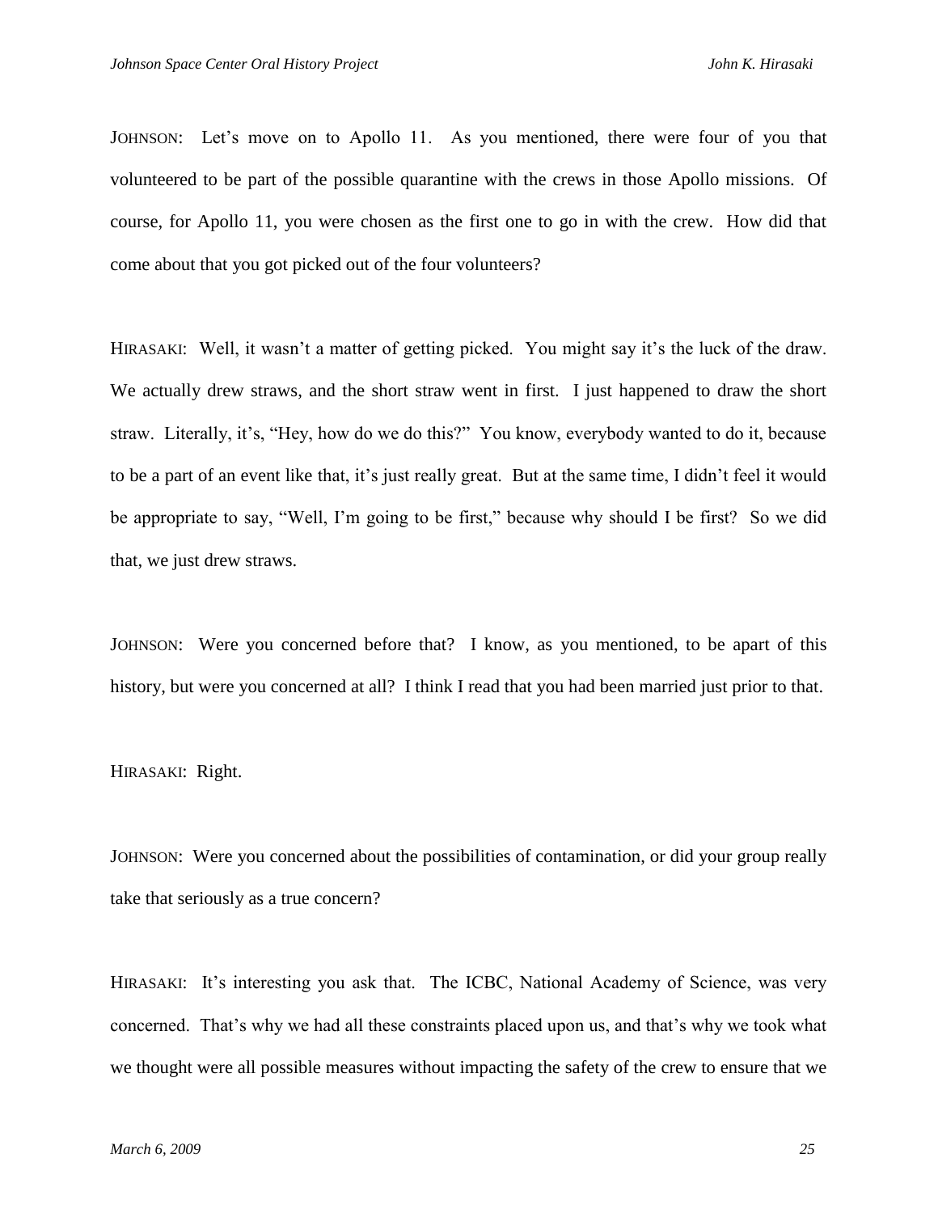JOHNSON: Let's move on to Apollo 11. As you mentioned, there were four of you that volunteered to be part of the possible quarantine with the crews in those Apollo missions. Of course, for Apollo 11, you were chosen as the first one to go in with the crew. How did that come about that you got picked out of the four volunteers?

HIRASAKI: Well, it wasn't a matter of getting picked. You might say it's the luck of the draw. We actually drew straws, and the short straw went in first. I just happened to draw the short straw. Literally, it's, "Hey, how do we do this?" You know, everybody wanted to do it, because to be a part of an event like that, it's just really great. But at the same time, I didn't feel it would be appropriate to say, "Well, I'm going to be first," because why should I be first? So we did that, we just drew straws.

JOHNSON: Were you concerned before that? I know, as you mentioned, to be apart of this history, but were you concerned at all? I think I read that you had been married just prior to that.

HIRASAKI: Right.

JOHNSON: Were you concerned about the possibilities of contamination, or did your group really take that seriously as a true concern?

HIRASAKI: It's interesting you ask that. The ICBC, National Academy of Science, was very concerned. That's why we had all these constraints placed upon us, and that's why we took what we thought were all possible measures without impacting the safety of the crew to ensure that we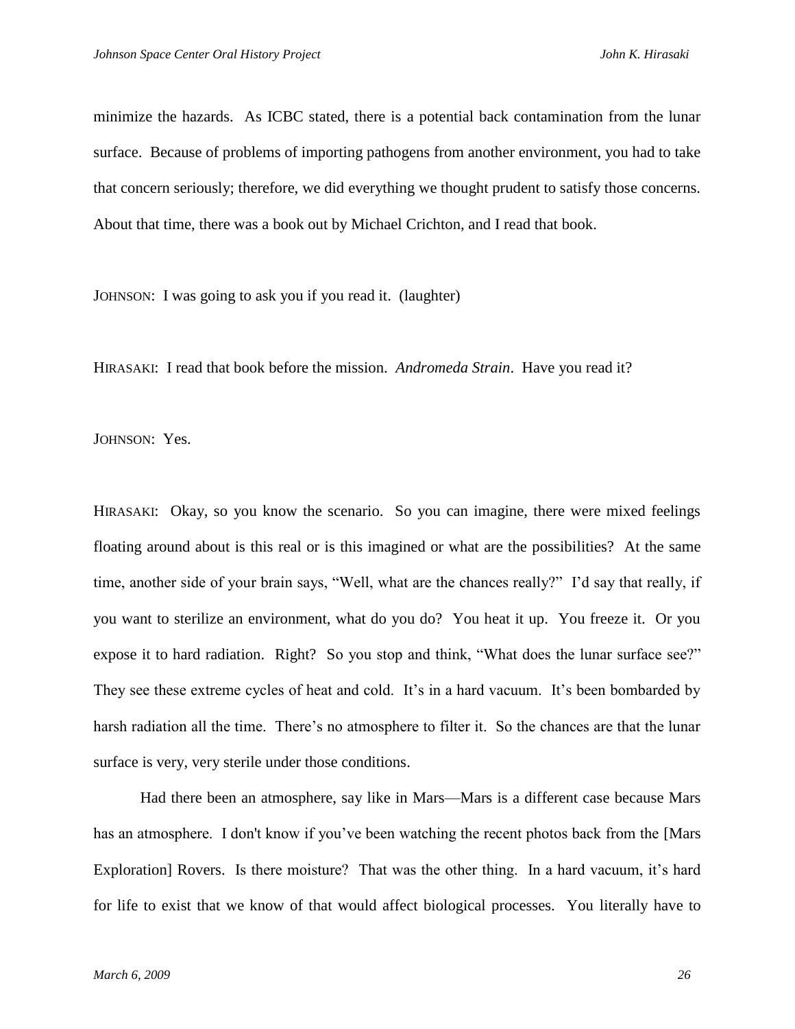minimize the hazards. As ICBC stated, there is a potential back contamination from the lunar surface. Because of problems of importing pathogens from another environment, you had to take that concern seriously; therefore, we did everything we thought prudent to satisfy those concerns. About that time, there was a book out by Michael Crichton, and I read that book.

JOHNSON: I was going to ask you if you read it. (laughter)

HIRASAKI: I read that book before the mission. *Andromeda Strain*. Have you read it?

JOHNSON: Yes.

HIRASAKI: Okay, so you know the scenario. So you can imagine, there were mixed feelings floating around about is this real or is this imagined or what are the possibilities? At the same time, another side of your brain says, "Well, what are the chances really?" I'd say that really, if you want to sterilize an environment, what do you do? You heat it up. You freeze it. Or you expose it to hard radiation. Right? So you stop and think, "What does the lunar surface see?" They see these extreme cycles of heat and cold. It's in a hard vacuum. It's been bombarded by harsh radiation all the time. There's no atmosphere to filter it. So the chances are that the lunar surface is very, very sterile under those conditions.

Had there been an atmosphere, say like in Mars—Mars is a different case because Mars has an atmosphere. I don't know if you've been watching the recent photos back from the [Mars Exploration] Rovers. Is there moisture? That was the other thing. In a hard vacuum, it's hard for life to exist that we know of that would affect biological processes. You literally have to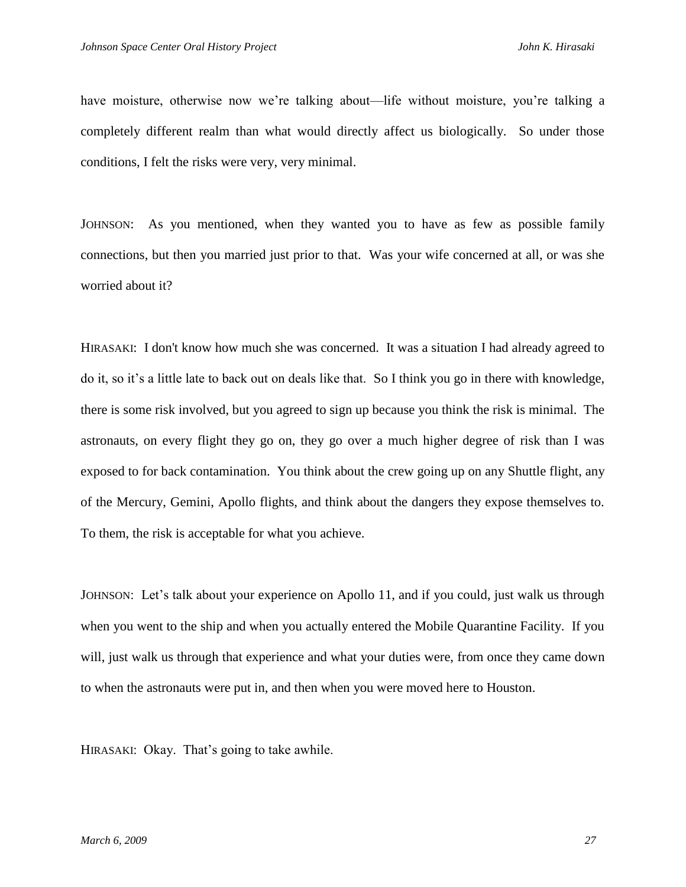have moisture, otherwise now we're talking about—life without moisture, you're talking a completely different realm than what would directly affect us biologically. So under those conditions, I felt the risks were very, very minimal.

JOHNSON: As you mentioned, when they wanted you to have as few as possible family connections, but then you married just prior to that. Was your wife concerned at all, or was she worried about it?

HIRASAKI: I don't know how much she was concerned. It was a situation I had already agreed to do it, so it's a little late to back out on deals like that. So I think you go in there with knowledge, there is some risk involved, but you agreed to sign up because you think the risk is minimal. The astronauts, on every flight they go on, they go over a much higher degree of risk than I was exposed to for back contamination. You think about the crew going up on any Shuttle flight, any of the Mercury, Gemini, Apollo flights, and think about the dangers they expose themselves to. To them, the risk is acceptable for what you achieve.

JOHNSON: Let's talk about your experience on Apollo 11, and if you could, just walk us through when you went to the ship and when you actually entered the Mobile Quarantine Facility. If you will, just walk us through that experience and what your duties were, from once they came down to when the astronauts were put in, and then when you were moved here to Houston.

HIRASAKI: Okay. That's going to take awhile.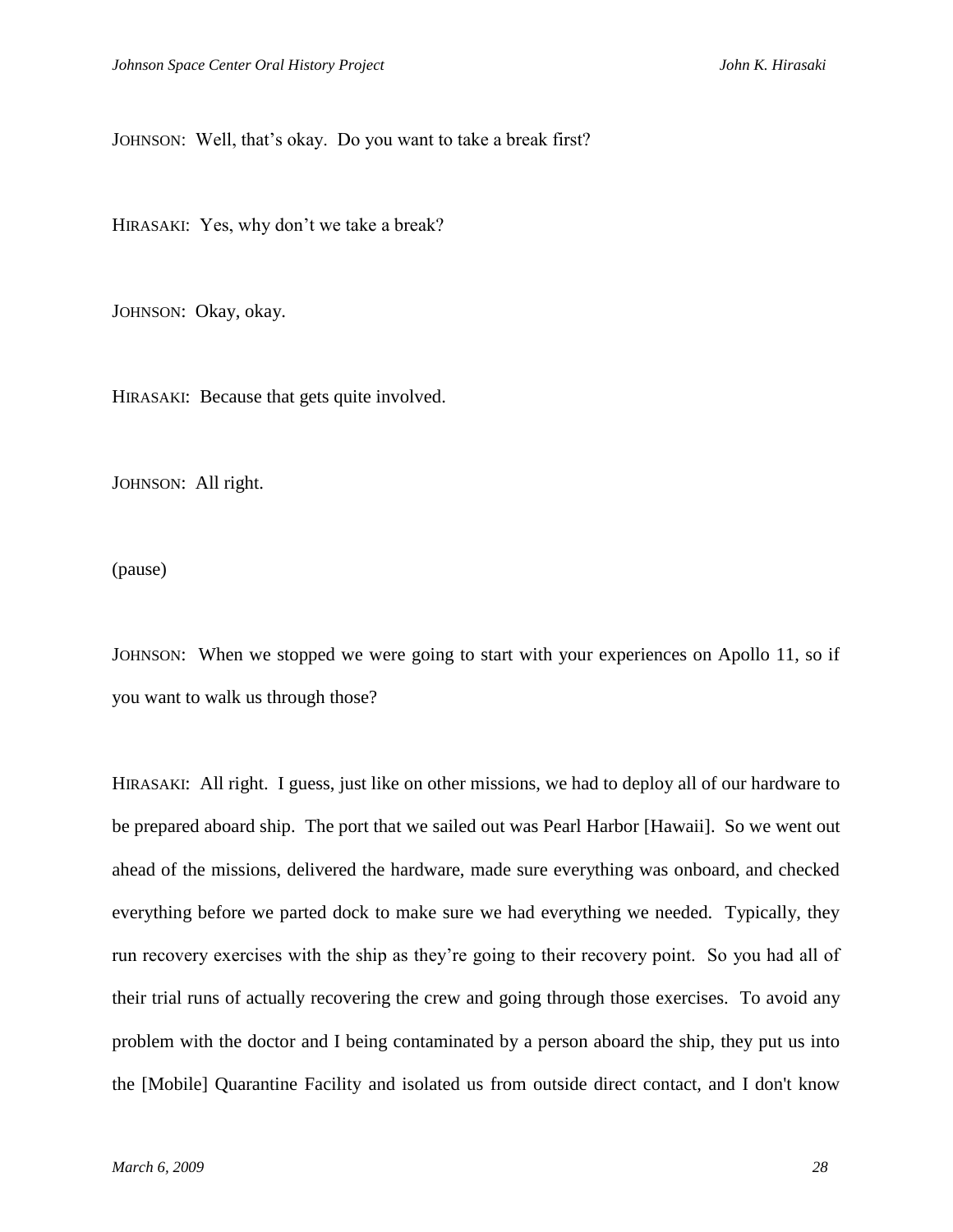JOHNSON: Well, that's okay. Do you want to take a break first?

HIRASAKI: Yes, why don't we take a break?

JOHNSON: Okay, okay.

HIRASAKI: Because that gets quite involved.

JOHNSON: All right.

(pause)

JOHNSON: When we stopped we were going to start with your experiences on Apollo 11, so if you want to walk us through those?

HIRASAKI: All right. I guess, just like on other missions, we had to deploy all of our hardware to be prepared aboard ship. The port that we sailed out was Pearl Harbor [Hawaii]. So we went out ahead of the missions, delivered the hardware, made sure everything was onboard, and checked everything before we parted dock to make sure we had everything we needed. Typically, they run recovery exercises with the ship as they're going to their recovery point. So you had all of their trial runs of actually recovering the crew and going through those exercises. To avoid any problem with the doctor and I being contaminated by a person aboard the ship, they put us into the [Mobile] Quarantine Facility and isolated us from outside direct contact, and I don't know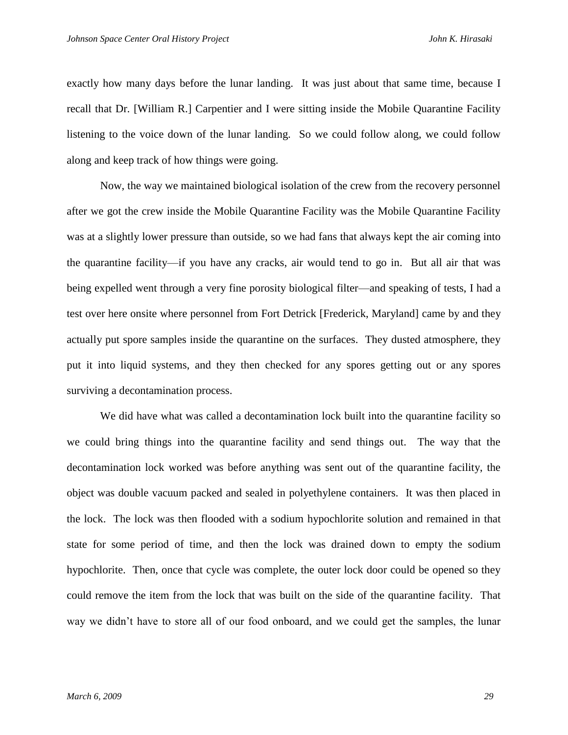exactly how many days before the lunar landing. It was just about that same time, because I recall that Dr. [William R.] Carpentier and I were sitting inside the Mobile Quarantine Facility listening to the voice down of the lunar landing. So we could follow along, we could follow along and keep track of how things were going.

Now, the way we maintained biological isolation of the crew from the recovery personnel after we got the crew inside the Mobile Quarantine Facility was the Mobile Quarantine Facility was at a slightly lower pressure than outside, so we had fans that always kept the air coming into the quarantine facility—if you have any cracks, air would tend to go in. But all air that was being expelled went through a very fine porosity biological filter—and speaking of tests, I had a test over here onsite where personnel from Fort Detrick [Frederick, Maryland] came by and they actually put spore samples inside the quarantine on the surfaces. They dusted atmosphere, they put it into liquid systems, and they then checked for any spores getting out or any spores surviving a decontamination process.

We did have what was called a decontamination lock built into the quarantine facility so we could bring things into the quarantine facility and send things out. The way that the decontamination lock worked was before anything was sent out of the quarantine facility, the object was double vacuum packed and sealed in polyethylene containers. It was then placed in the lock. The lock was then flooded with a sodium hypochlorite solution and remained in that state for some period of time, and then the lock was drained down to empty the sodium hypochlorite. Then, once that cycle was complete, the outer lock door could be opened so they could remove the item from the lock that was built on the side of the quarantine facility. That way we didn't have to store all of our food onboard, and we could get the samples, the lunar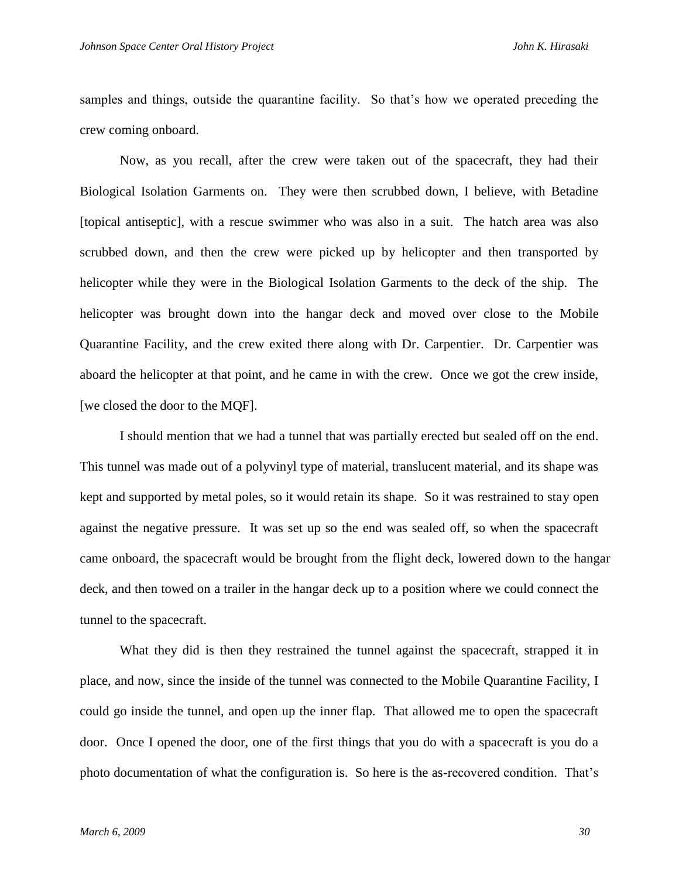samples and things, outside the quarantine facility. So that's how we operated preceding the crew coming onboard.

Now, as you recall, after the crew were taken out of the spacecraft, they had their Biological Isolation Garments on. They were then scrubbed down, I believe, with Betadine [topical antiseptic], with a rescue swimmer who was also in a suit. The hatch area was also scrubbed down, and then the crew were picked up by helicopter and then transported by helicopter while they were in the Biological Isolation Garments to the deck of the ship. The helicopter was brought down into the hangar deck and moved over close to the Mobile Quarantine Facility, and the crew exited there along with Dr. Carpentier. Dr. Carpentier was aboard the helicopter at that point, and he came in with the crew. Once we got the crew inside, [we closed the door to the MQF].

I should mention that we had a tunnel that was partially erected but sealed off on the end. This tunnel was made out of a polyvinyl type of material, translucent material, and its shape was kept and supported by metal poles, so it would retain its shape. So it was restrained to stay open against the negative pressure. It was set up so the end was sealed off, so when the spacecraft came onboard, the spacecraft would be brought from the flight deck, lowered down to the hangar deck, and then towed on a trailer in the hangar deck up to a position where we could connect the tunnel to the spacecraft.

What they did is then they restrained the tunnel against the spacecraft, strapped it in place, and now, since the inside of the tunnel was connected to the Mobile Quarantine Facility, I could go inside the tunnel, and open up the inner flap. That allowed me to open the spacecraft door. Once I opened the door, one of the first things that you do with a spacecraft is you do a photo documentation of what the configuration is. So here is the as-recovered condition. That's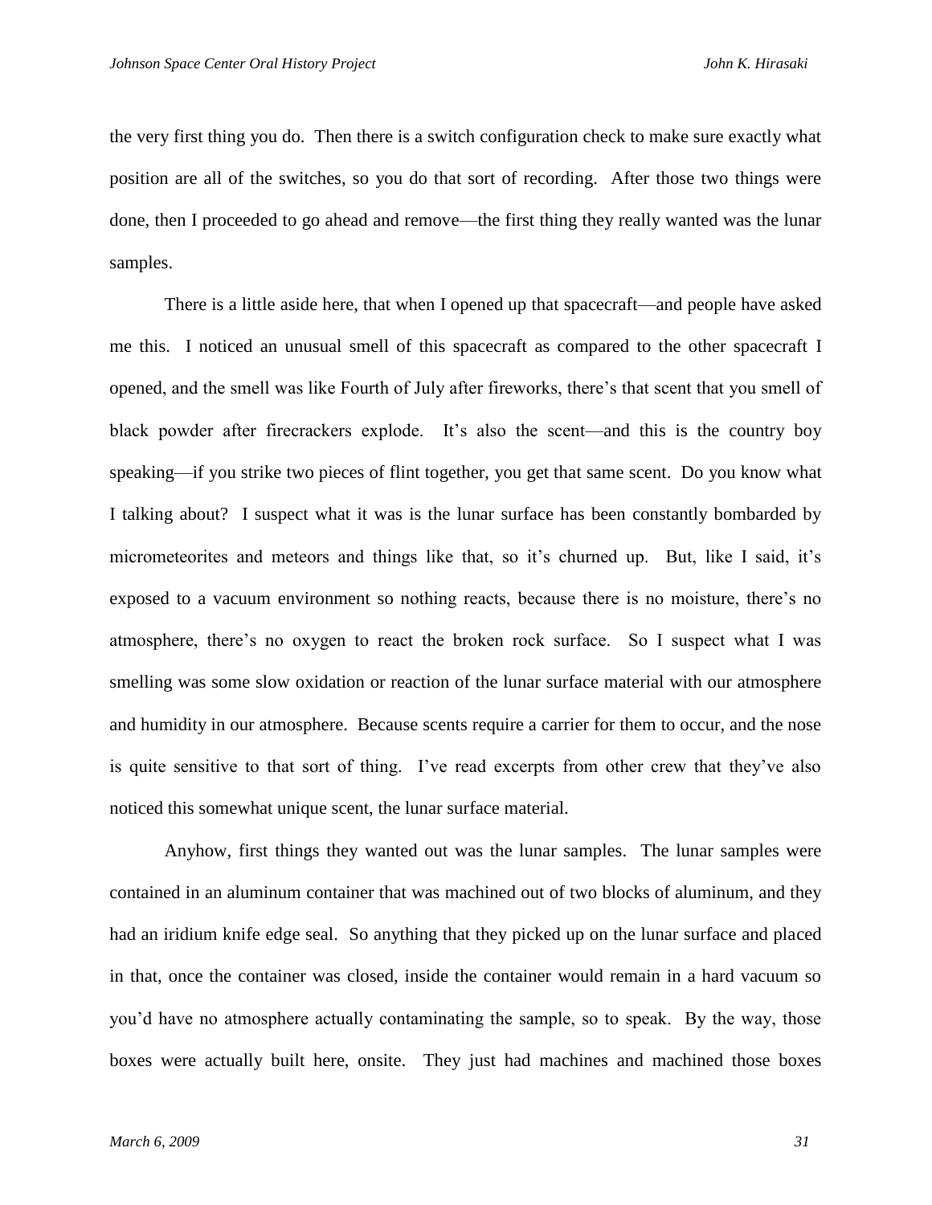the very first thing you do. Then there is a switch configuration check to make sure exactly what position are all of the switches, so you do that sort of recording. After those two things were done, then I proceeded to go ahead and remove—the first thing they really wanted was the lunar samples.

There is a little aside here, that when I opened up that spacecraft—and people have asked me this. I noticed an unusual smell of this spacecraft as compared to the other spacecraft I opened, and the smell was like Fourth of July after fireworks, there's that scent that you smell of black powder after firecrackers explode. It's also the scent—and this is the country boy speaking—if you strike two pieces of flint together, you get that same scent. Do you know what I talking about? I suspect what it was is the lunar surface has been constantly bombarded by micrometeorites and meteors and things like that, so it's churned up. But, like I said, it's exposed to a vacuum environment so nothing reacts, because there is no moisture, there's no atmosphere, there's no oxygen to react the broken rock surface. So I suspect what I was smelling was some slow oxidation or reaction of the lunar surface material with our atmosphere and humidity in our atmosphere. Because scents require a carrier for them to occur, and the nose is quite sensitive to that sort of thing. I've read excerpts from other crew that they've also noticed this somewhat unique scent, the lunar surface material.

Anyhow, first things they wanted out was the lunar samples. The lunar samples were contained in an aluminum container that was machined out of two blocks of aluminum, and they had an iridium knife edge seal. So anything that they picked up on the lunar surface and placed in that, once the container was closed, inside the container would remain in a hard vacuum so you'd have no atmosphere actually contaminating the sample, so to speak. By the way, those boxes were actually built here, onsite. They just had machines and machined those boxes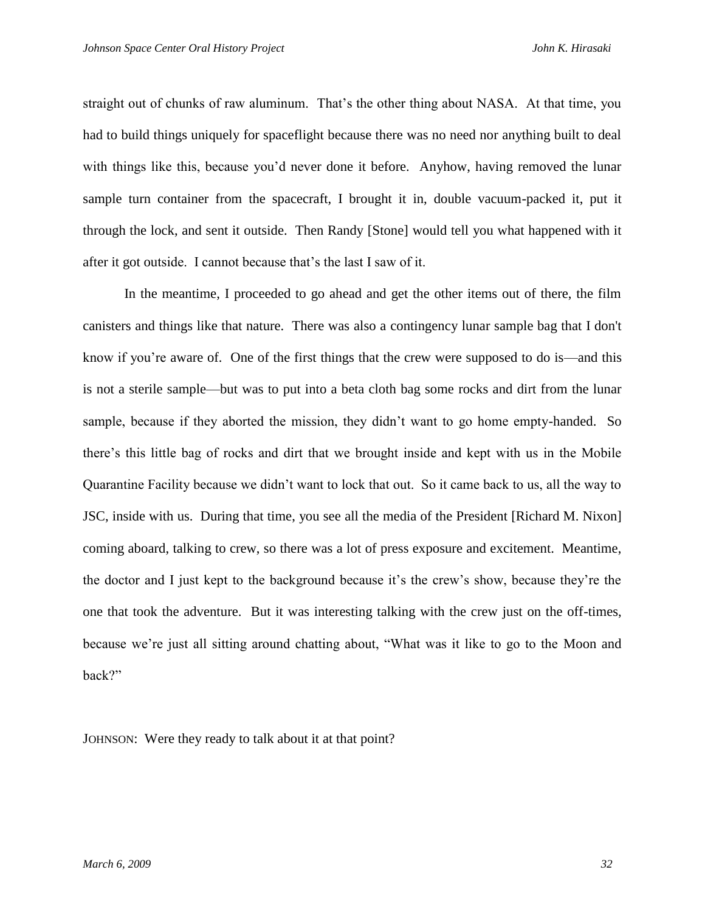straight out of chunks of raw aluminum. That's the other thing about NASA. At that time, you had to build things uniquely for spaceflight because there was no need nor anything built to deal with things like this, because you'd never done it before. Anyhow, having removed the lunar sample turn container from the spacecraft, I brought it in, double vacuum-packed it, put it through the lock, and sent it outside. Then Randy [Stone] would tell you what happened with it after it got outside. I cannot because that's the last I saw of it.

In the meantime, I proceeded to go ahead and get the other items out of there, the film canisters and things like that nature. There was also a contingency lunar sample bag that I don't know if you're aware of. One of the first things that the crew were supposed to do is—and this is not a sterile sample—but was to put into a beta cloth bag some rocks and dirt from the lunar sample, because if they aborted the mission, they didn't want to go home empty-handed. So there's this little bag of rocks and dirt that we brought inside and kept with us in the Mobile Quarantine Facility because we didn't want to lock that out. So it came back to us, all the way to JSC, inside with us. During that time, you see all the media of the President [Richard M. Nixon] coming aboard, talking to crew, so there was a lot of press exposure and excitement. Meantime, the doctor and I just kept to the background because it's the crew's show, because they're the one that took the adventure. But it was interesting talking with the crew just on the off-times, because we're just all sitting around chatting about, "What was it like to go to the Moon and back?"

JOHNSON: Were they ready to talk about it at that point?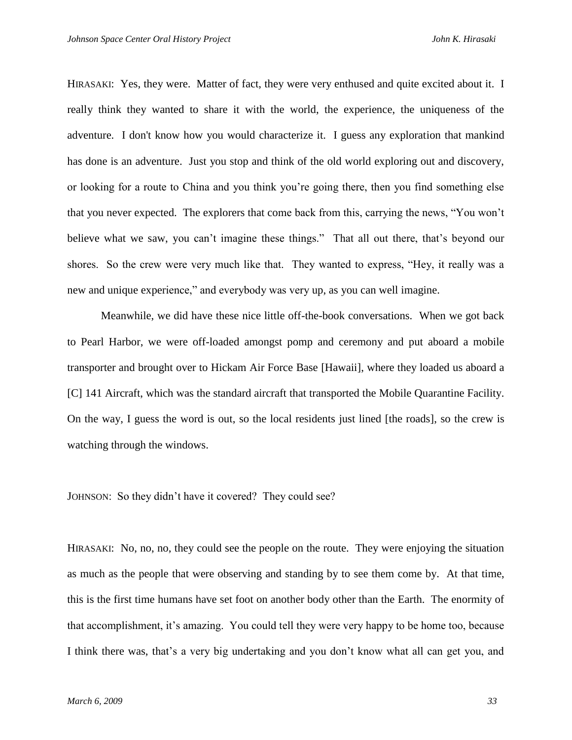HIRASAKI: Yes, they were. Matter of fact, they were very enthused and quite excited about it. I really think they wanted to share it with the world, the experience, the uniqueness of the adventure. I don't know how you would characterize it. I guess any exploration that mankind has done is an adventure. Just you stop and think of the old world exploring out and discovery, or looking for a route to China and you think you're going there, then you find something else that you never expected. The explorers that come back from this, carrying the news, "You won't believe what we saw, you can't imagine these things." That all out there, that's beyond our shores. So the crew were very much like that. They wanted to express, "Hey, it really was a new and unique experience," and everybody was very up, as you can well imagine.

Meanwhile, we did have these nice little off-the-book conversations. When we got back to Pearl Harbor, we were off-loaded amongst pomp and ceremony and put aboard a mobile transporter and brought over to Hickam Air Force Base [Hawaii], where they loaded us aboard a [C] 141 Aircraft, which was the standard aircraft that transported the Mobile Quarantine Facility. On the way, I guess the word is out, so the local residents just lined [the roads], so the crew is watching through the windows.

JOHNSON: So they didn't have it covered? They could see?

HIRASAKI: No, no, no, they could see the people on the route. They were enjoying the situation as much as the people that were observing and standing by to see them come by. At that time, this is the first time humans have set foot on another body other than the Earth. The enormity of that accomplishment, it's amazing. You could tell they were very happy to be home too, because I think there was, that's a very big undertaking and you don't know what all can get you, and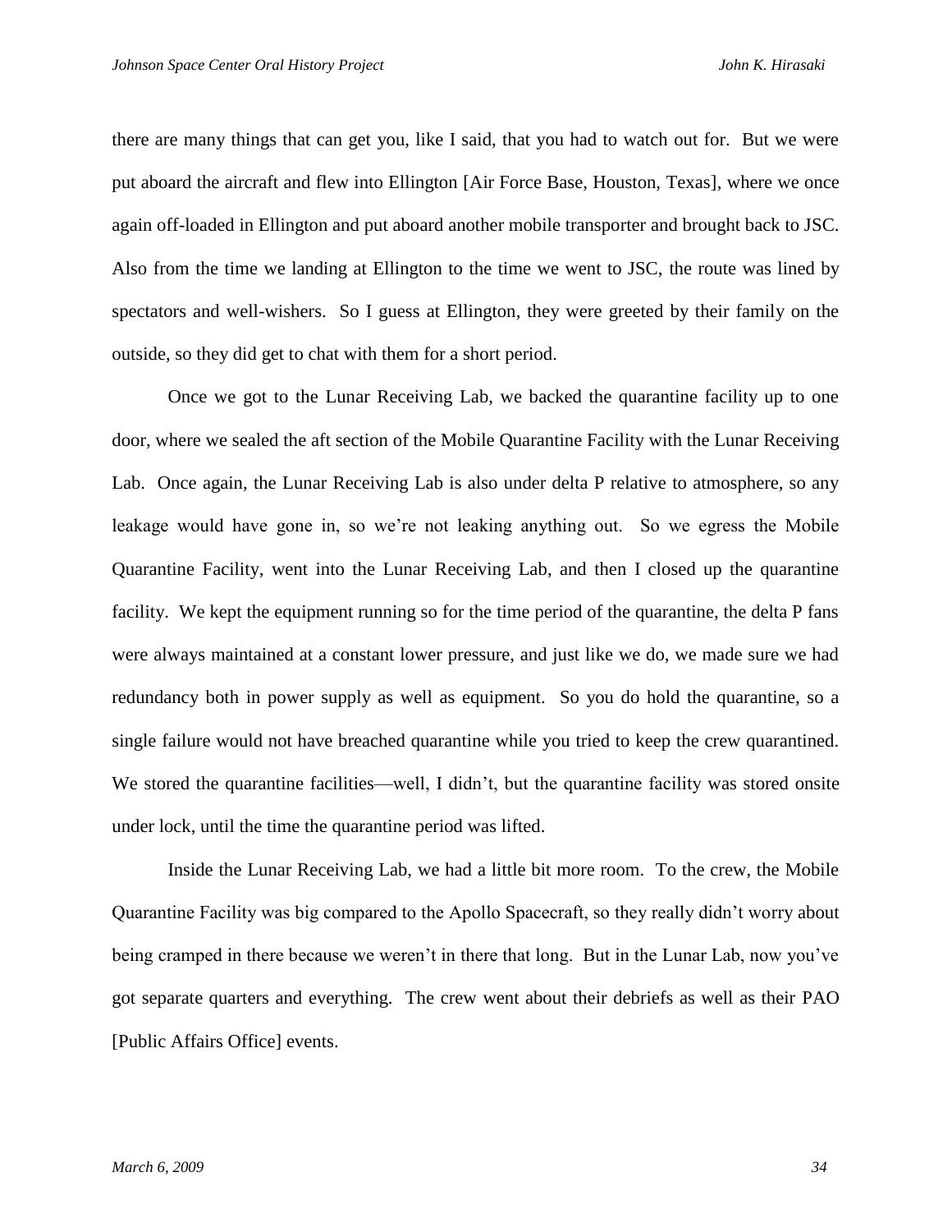there are many things that can get you, like I said, that you had to watch out for. But we were put aboard the aircraft and flew into Ellington [Air Force Base, Houston, Texas], where we once again off-loaded in Ellington and put aboard another mobile transporter and brought back to JSC. Also from the time we landing at Ellington to the time we went to JSC, the route was lined by spectators and well-wishers. So I guess at Ellington, they were greeted by their family on the outside, so they did get to chat with them for a short period.

Once we got to the Lunar Receiving Lab, we backed the quarantine facility up to one door, where we sealed the aft section of the Mobile Quarantine Facility with the Lunar Receiving Lab. Once again, the Lunar Receiving Lab is also under delta P relative to atmosphere, so any leakage would have gone in, so we're not leaking anything out. So we egress the Mobile Quarantine Facility, went into the Lunar Receiving Lab, and then I closed up the quarantine facility. We kept the equipment running so for the time period of the quarantine, the delta P fans were always maintained at a constant lower pressure, and just like we do, we made sure we had redundancy both in power supply as well as equipment. So you do hold the quarantine, so a single failure would not have breached quarantine while you tried to keep the crew quarantined. We stored the quarantine facilities—well, I didn't, but the quarantine facility was stored onsite under lock, until the time the quarantine period was lifted.

Inside the Lunar Receiving Lab, we had a little bit more room. To the crew, the Mobile Quarantine Facility was big compared to the Apollo Spacecraft, so they really didn't worry about being cramped in there because we weren't in there that long. But in the Lunar Lab, now you've got separate quarters and everything. The crew went about their debriefs as well as their PAO [Public Affairs Office] events.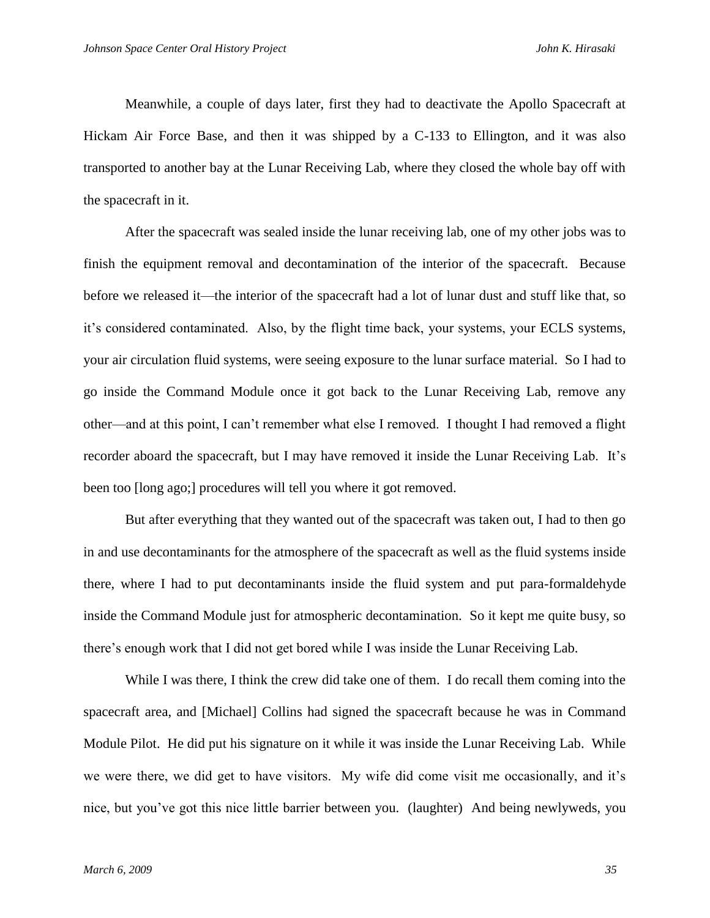Meanwhile, a couple of days later, first they had to deactivate the Apollo Spacecraft at Hickam Air Force Base, and then it was shipped by a C-133 to Ellington, and it was also transported to another bay at the Lunar Receiving Lab, where they closed the whole bay off with the spacecraft in it.

After the spacecraft was sealed inside the lunar receiving lab, one of my other jobs was to finish the equipment removal and decontamination of the interior of the spacecraft. Because before we released it—the interior of the spacecraft had a lot of lunar dust and stuff like that, so it's considered contaminated. Also, by the flight time back, your systems, your ECLS systems, your air circulation fluid systems, were seeing exposure to the lunar surface material. So I had to go inside the Command Module once it got back to the Lunar Receiving Lab, remove any other—and at this point, I can't remember what else I removed. I thought I had removed a flight recorder aboard the spacecraft, but I may have removed it inside the Lunar Receiving Lab. It's been too [long ago;] procedures will tell you where it got removed.

But after everything that they wanted out of the spacecraft was taken out, I had to then go in and use decontaminants for the atmosphere of the spacecraft as well as the fluid systems inside there, where I had to put decontaminants inside the fluid system and put para-formaldehyde inside the Command Module just for atmospheric decontamination. So it kept me quite busy, so there's enough work that I did not get bored while I was inside the Lunar Receiving Lab.

While I was there, I think the crew did take one of them. I do recall them coming into the spacecraft area, and [Michael] Collins had signed the spacecraft because he was in Command Module Pilot. He did put his signature on it while it was inside the Lunar Receiving Lab. While we were there, we did get to have visitors. My wife did come visit me occasionally, and it's nice, but you've got this nice little barrier between you. (laughter) And being newlyweds, you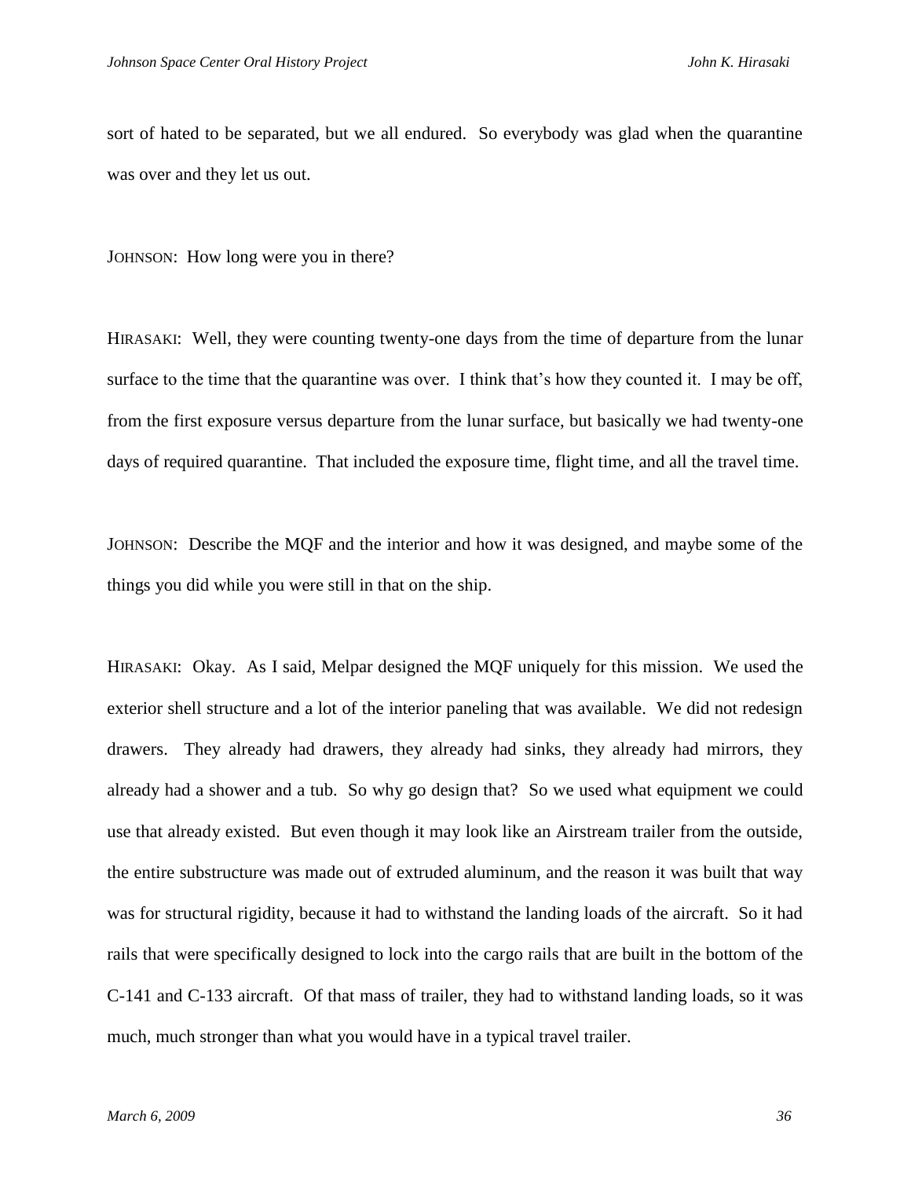sort of hated to be separated, but we all endured. So everybody was glad when the quarantine was over and they let us out.

JOHNSON: How long were you in there?

HIRASAKI: Well, they were counting twenty-one days from the time of departure from the lunar surface to the time that the quarantine was over. I think that's how they counted it. I may be off, from the first exposure versus departure from the lunar surface, but basically we had twenty-one days of required quarantine. That included the exposure time, flight time, and all the travel time.

JOHNSON: Describe the MQF and the interior and how it was designed, and maybe some of the things you did while you were still in that on the ship.

HIRASAKI: Okay. As I said, Melpar designed the MQF uniquely for this mission. We used the exterior shell structure and a lot of the interior paneling that was available. We did not redesign drawers. They already had drawers, they already had sinks, they already had mirrors, they already had a shower and a tub. So why go design that? So we used what equipment we could use that already existed. But even though it may look like an Airstream trailer from the outside, the entire substructure was made out of extruded aluminum, and the reason it was built that way was for structural rigidity, because it had to withstand the landing loads of the aircraft. So it had rails that were specifically designed to lock into the cargo rails that are built in the bottom of the C-141 and C-133 aircraft. Of that mass of trailer, they had to withstand landing loads, so it was much, much stronger than what you would have in a typical travel trailer.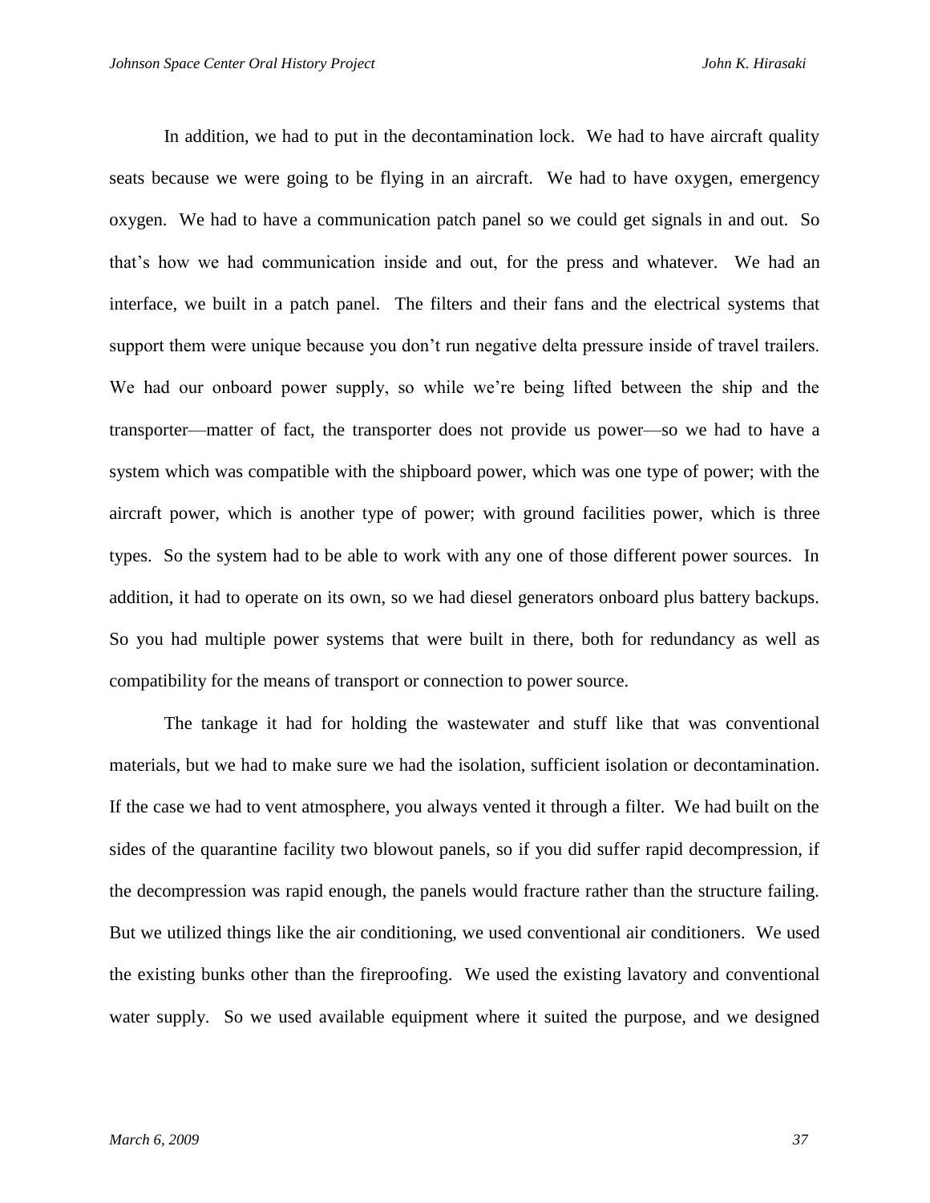In addition, we had to put in the decontamination lock. We had to have aircraft quality seats because we were going to be flying in an aircraft. We had to have oxygen, emergency oxygen. We had to have a communication patch panel so we could get signals in and out. So that's how we had communication inside and out, for the press and whatever. We had an interface, we built in a patch panel. The filters and their fans and the electrical systems that support them were unique because you don't run negative delta pressure inside of travel trailers. We had our onboard power supply, so while we're being lifted between the ship and the transporter—matter of fact, the transporter does not provide us power—so we had to have a system which was compatible with the shipboard power, which was one type of power; with the aircraft power, which is another type of power; with ground facilities power, which is three types. So the system had to be able to work with any one of those different power sources. In addition, it had to operate on its own, so we had diesel generators onboard plus battery backups. So you had multiple power systems that were built in there, both for redundancy as well as compatibility for the means of transport or connection to power source.

The tankage it had for holding the wastewater and stuff like that was conventional materials, but we had to make sure we had the isolation, sufficient isolation or decontamination. If the case we had to vent atmosphere, you always vented it through a filter. We had built on the sides of the quarantine facility two blowout panels, so if you did suffer rapid decompression, if the decompression was rapid enough, the panels would fracture rather than the structure failing. But we utilized things like the air conditioning, we used conventional air conditioners. We used the existing bunks other than the fireproofing. We used the existing lavatory and conventional water supply. So we used available equipment where it suited the purpose, and we designed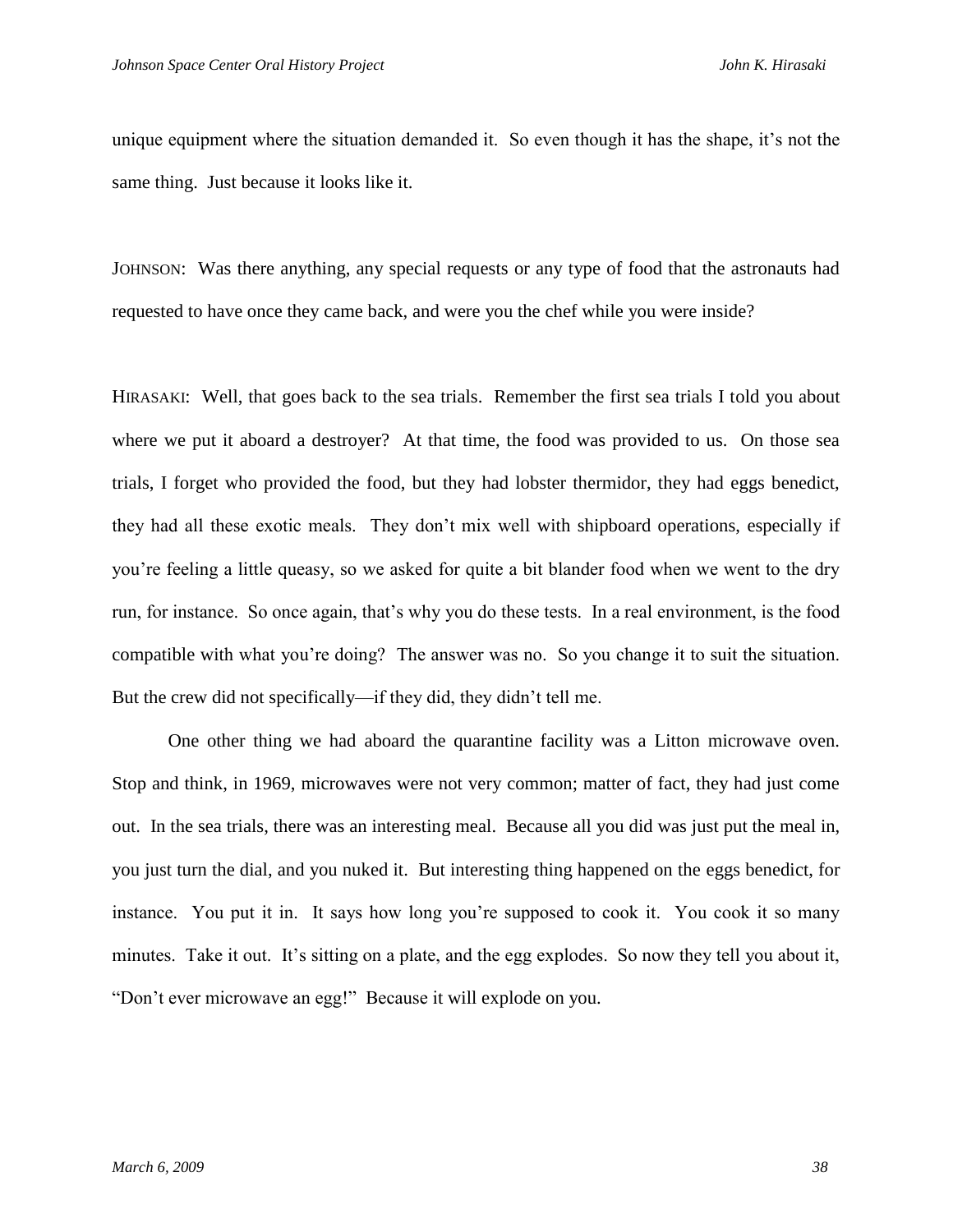unique equipment where the situation demanded it. So even though it has the shape, it's not the same thing. Just because it looks like it.

JOHNSON: Was there anything, any special requests or any type of food that the astronauts had requested to have once they came back, and were you the chef while you were inside?

HIRASAKI: Well, that goes back to the sea trials. Remember the first sea trials I told you about where we put it aboard a destroyer? At that time, the food was provided to us. On those sea trials, I forget who provided the food, but they had lobster thermidor, they had eggs benedict, they had all these exotic meals. They don't mix well with shipboard operations, especially if you're feeling a little queasy, so we asked for quite a bit blander food when we went to the dry run, for instance. So once again, that's why you do these tests. In a real environment, is the food compatible with what you're doing? The answer was no. So you change it to suit the situation. But the crew did not specifically—if they did, they didn't tell me.

One other thing we had aboard the quarantine facility was a Litton microwave oven. Stop and think, in 1969, microwaves were not very common; matter of fact, they had just come out. In the sea trials, there was an interesting meal. Because all you did was just put the meal in, you just turn the dial, and you nuked it. But interesting thing happened on the eggs benedict, for instance. You put it in. It says how long you're supposed to cook it. You cook it so many minutes. Take it out. It's sitting on a plate, and the egg explodes. So now they tell you about it, "Don't ever microwave an egg!" Because it will explode on you.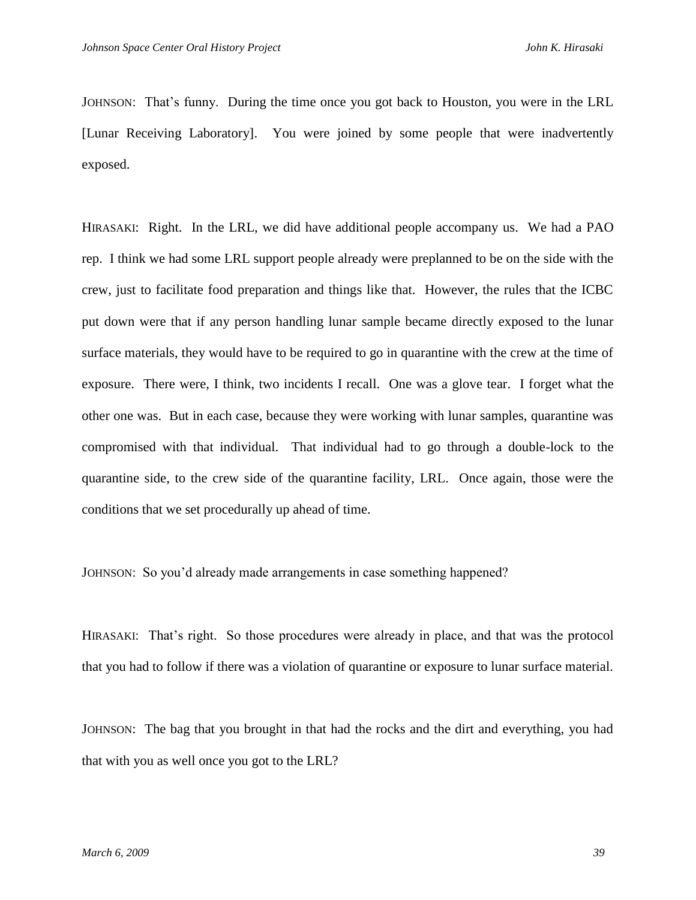JOHNSON: That's funny. During the time once you got back to Houston, you were in the LRL [Lunar Receiving Laboratory]. You were joined by some people that were inadvertently exposed.

HIRASAKI: Right. In the LRL, we did have additional people accompany us. We had a PAO rep. I think we had some LRL support people already were preplanned to be on the side with the crew, just to facilitate food preparation and things like that. However, the rules that the ICBC put down were that if any person handling lunar sample became directly exposed to the lunar surface materials, they would have to be required to go in quarantine with the crew at the time of exposure. There were, I think, two incidents I recall. One was a glove tear. I forget what the other one was. But in each case, because they were working with lunar samples, quarantine was compromised with that individual. That individual had to go through a double-lock to the quarantine side, to the crew side of the quarantine facility, LRL. Once again, those were the conditions that we set procedurally up ahead of time.

JOHNSON: So you'd already made arrangements in case something happened?

HIRASAKI: That's right. So those procedures were already in place, and that was the protocol that you had to follow if there was a violation of quarantine or exposure to lunar surface material.

JOHNSON: The bag that you brought in that had the rocks and the dirt and everything, you had that with you as well once you got to the LRL?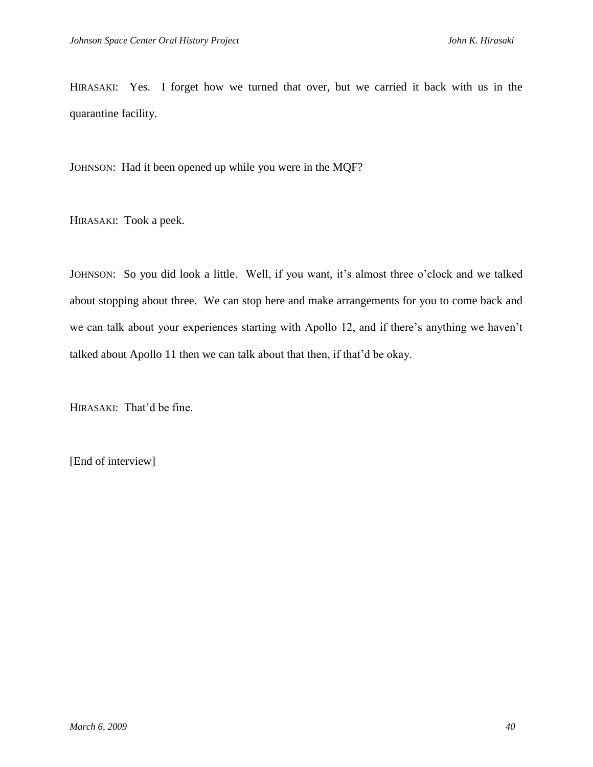HIRASAKI: Yes. I forget how we turned that over, but we carried it back with us in the quarantine facility.

JOHNSON: Had it been opened up while you were in the MQF?

HIRASAKI: Took a peek.

JOHNSON: So you did look a little. Well, if you want, it's almost three o'clock and we talked about stopping about three. We can stop here and make arrangements for you to come back and we can talk about your experiences starting with Apollo 12, and if there's anything we haven't talked about Apollo 11 then we can talk about that then, if that'd be okay.

HIRASAKI: That'd be fine.

[End of interview]